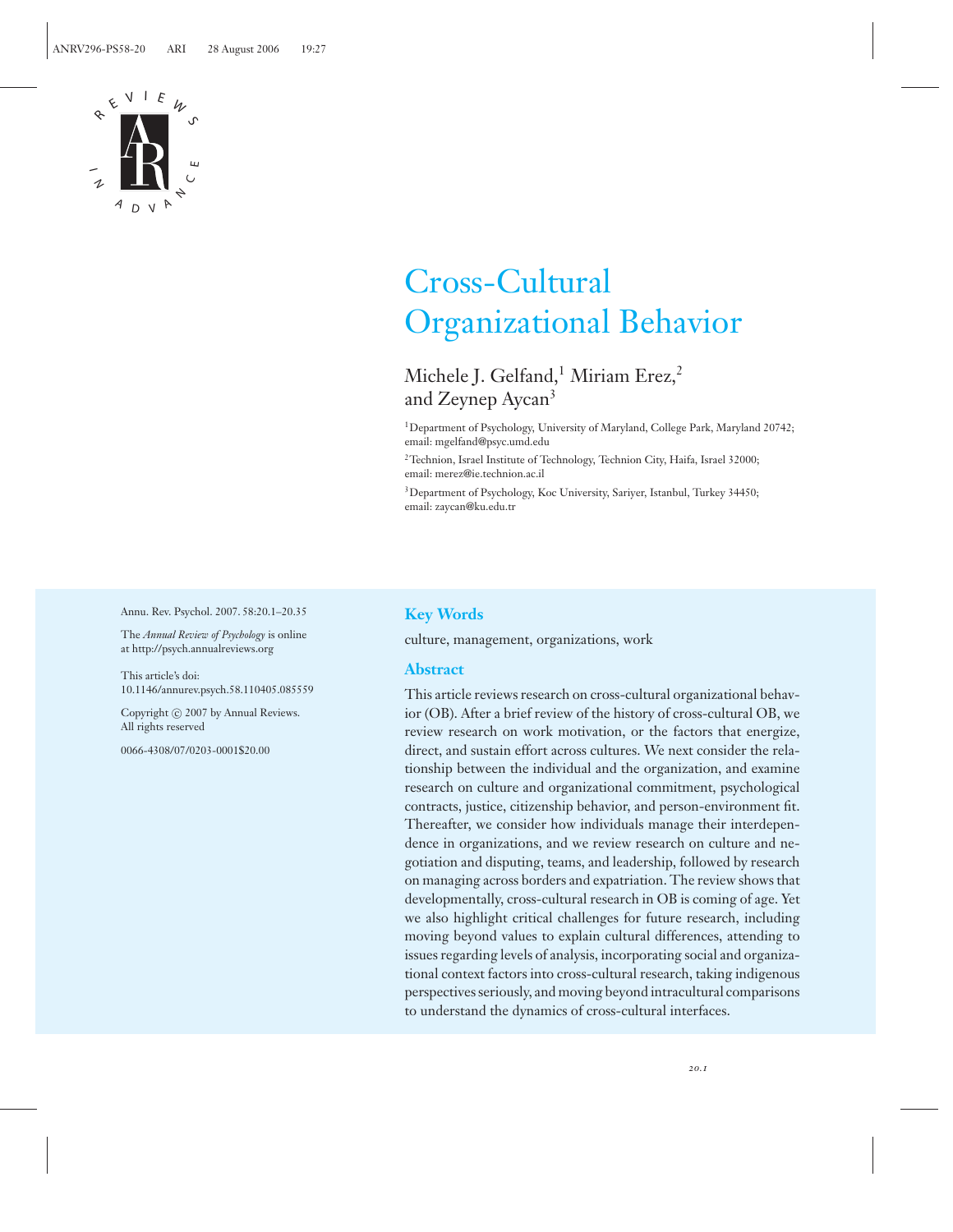# Cross-Cultural Organizational Behavior

Michele J. Gelfand,[1] Miriam Erez,[2] and Zeynep Aycan[3]

[1]Department of Psychology, University of Maryland, College Park, Maryland 20742; email: mgelfand@psyc.umd.edu

[2]Technion, Israel Institute of Technology, Technion City, Haifa, Israel 32000; email: merez@ie.technion.ac.il

[3]Department of Psychology, Koc University, Sariyer, Istanbul, Turkey 34450; email: zaycan@ku.edu.tr

Annu. Rev. Psychol. 2007. 58:20.1–20.35

The *Annual Review of Psychology* is online at http://psych.annualreviews.org

This article's doi: 10.1146/annurev.psych.58.110405.085559

Copyright © 2007 by Annual Reviews. All rights reserved

0066-4308/07/0203-0001$20.00

## Key Words

culture, management, organizations, work

## Abstract

This article reviews research on cross-cultural organizational behavior (OB). After a brief review of the history of cross-cultural OB, we review research on work motivation, or the factors that energize, direct, and sustain effort across cultures. We next consider the relationship between the individual and the organization, and examine research on culture and organizational commitment, psychological contracts, justice, citizenship behavior, and person-environment fit. Thereafter, we consider how individuals manage their interdependence in organizations, and we review research on culture and negotiation and disputing, teams, and leadership, followed by research on managing across borders and expatriation. The review shows that developmentally, cross-cultural research in OB is coming of age. Yet we also highlight critical challenges for future research, including moving beyond values to explain cultural differences, attending to issues regarding levels of analysis, incorporating social and organizational context factors into cross-cultural research, taking indigenous perspectives seriously, and moving beyond intracultural comparisons to understand the dynamics of cross-cultural interfaces.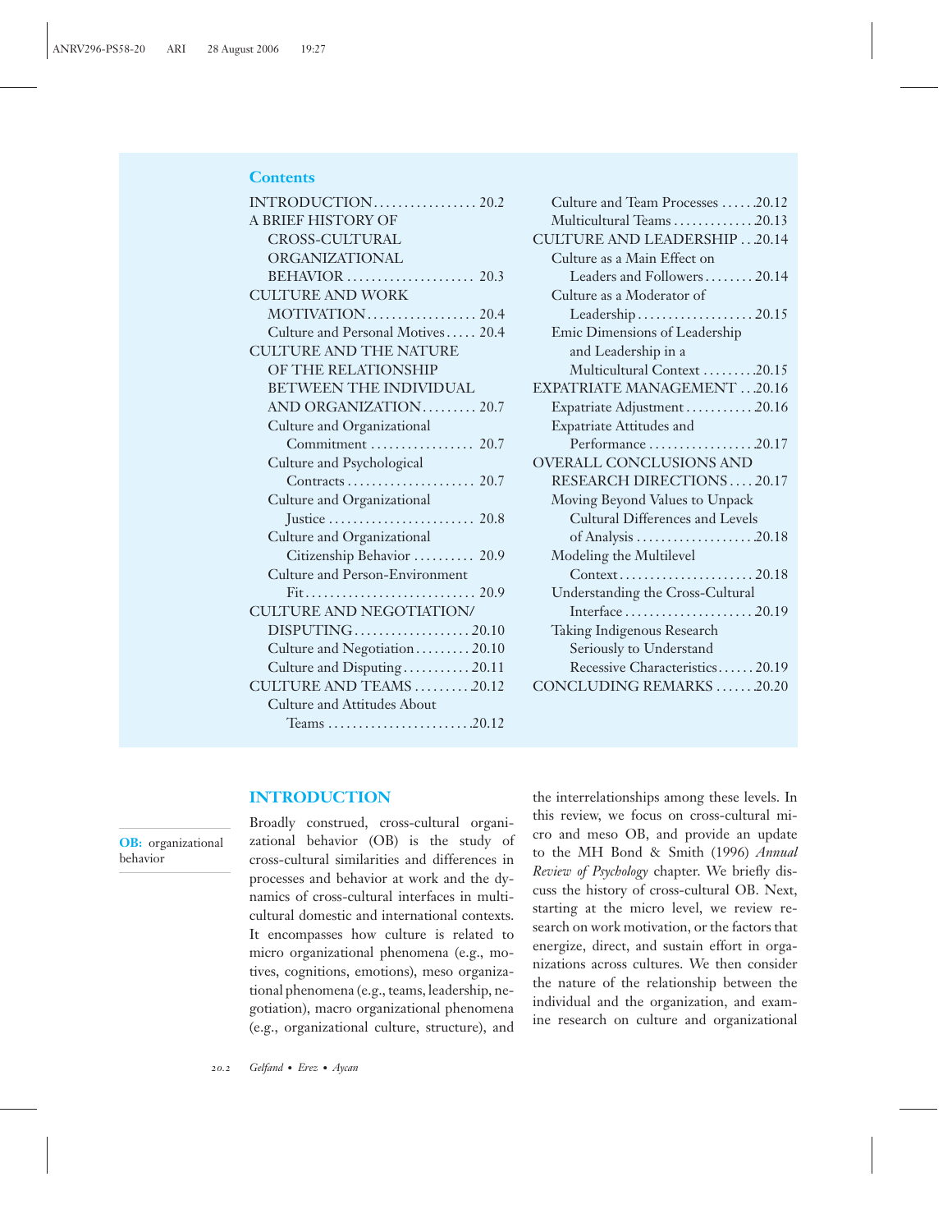## Contents

- INTRODUCTION ... 20.2
- A BRIEF HISTORY OF CROSS-CULTURAL ORGANIZATIONAL BEHAVIOR ... 20.3
- CULTURE AND WORK MOTIVATION ... 20.4
  - Culture and Personal Motives ... 20.4
- CULTURE AND THE NATURE OF THE RELATIONSHIP BETWEEN THE INDIVIDUAL AND ORGANIZATION ... 20.7
  - Culture and Organizational Commitment ... 20.7
  - Culture and Psychological Contracts ... 20.7
  - Culture and Organizational Justice ... 20.8
  - Culture and Organizational Citizenship Behavior ... 20.9
  - Culture and Person-Environment Fit ... 20.9
- CULTURE AND NEGOTIATION/ DISPUTING ... 20.10
  - Culture and Negotiation ... 20.10
  - Culture and Disputing ... 20.11
- CULTURE AND TEAMS ... 20.12
  - Culture and Attitudes About Teams ... 20.12
  - Culture and Team Processes ... 20.12
  - Multicultural Teams ... 20.13
- CULTURE AND LEADERSHIP ... 20.14
  - Culture as a Main Effect on Leaders and Followers ... 20.14
  - Culture as a Moderator of Leadership ... 20.15
  - Emic Dimensions of Leadership and Leadership in a Multicultural Context ... 20.15
- EXPATRIATE MANAGEMENT ... 20.16
  - Expatriate Adjustment ... 20.16
  - Expatriate Attitudes and Performance ... 20.17
- OVERALL CONCLUSIONS AND RESEARCH DIRECTIONS ... 20.17
  - Moving Beyond Values to Unpack Cultural Differences and Levels of Analysis ... 20.18
  - Modeling the Multilevel Context ... 20.18
  - Understanding the Cross-Cultural Interface ... 20.19
  - Taking Indigenous Research Seriously to Understand Recessive Characteristics ... 20.19
- CONCLUDING REMARKS ... 20.20

## INTRODUCTION

**OB:** organizational behavior

Broadly construed, cross-cultural organizational behavior (OB) is the study of cross-cultural similarities and differences in processes and behavior at work and the dynamics of cross-cultural interfaces in multicultural domestic and international contexts. It encompasses how culture is related to micro organizational phenomena (e.g., motives, cognitions, emotions), meso organizational phenomena (e.g., teams, leadership, negotiation), macro organizational phenomena (e.g., organizational culture, structure), and the interrelationships among these levels. In this review, we focus on cross-cultural micro and meso OB, and provide an update to the MH Bond & Smith (1996) *Annual Review of Psychology* chapter. We briefly discuss the history of cross-cultural OB. Next, starting at the micro level, we review research on work motivation, or the factors that energize, direct, and sustain effort in organizations across cultures. We then consider the nature of the relationship between the individual and the organization, and examine research on culture and organizational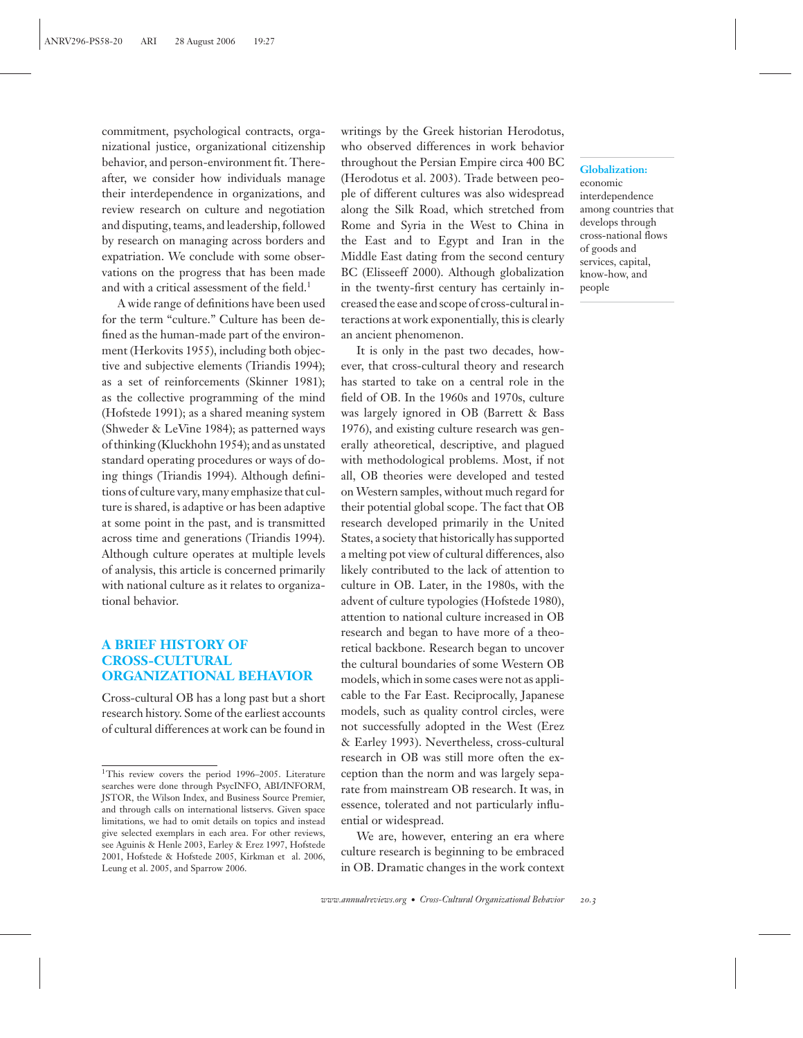commitment, psychological contracts, organizational justice, organizational citizenship behavior, and person-environment fit. Thereafter, we consider how individuals manage their interdependence in organizations, and review research on culture and negotiation and disputing, teams, and leadership, followed by research on managing across borders and expatriation. We conclude with some observations on the progress that has been made and with a critical assessment of the field.[1]

A wide range of definitions have been used for the term "culture." Culture has been defined as the human-made part of the environment (Herkovits 1955), including both objective and subjective elements (Triandis 1994); as a set of reinforcements (Skinner 1981); as the collective programming of the mind (Hofstede 1991); as a shared meaning system (Shweder & LeVine 1984); as patterned ways of thinking (Kluckhohn 1954); and as unstated standard operating procedures or ways of doing things (Triandis 1994). Although definitions of culture vary, many emphasize that culture is shared, is adaptive or has been adaptive at some point in the past, and is transmitted across time and generations (Triandis 1994). Although culture operates at multiple levels of analysis, this article is concerned primarily with national culture as it relates to organizational behavior.

## A BRIEF HISTORY OF CROSS-CULTURAL ORGANIZATIONAL BEHAVIOR

Cross-cultural OB has a long past but a short research history. Some of the earliest accounts of cultural differences at work can be found in writings by the Greek historian Herodotus, who observed differences in work behavior throughout the Persian Empire circa 400 BC (Herodotus et al. 2003). Trade between people of different cultures was also widespread along the Silk Road, which stretched from Rome and Syria in the West to China in the East and to Egypt and Iran in the Middle East dating from the second century BC (Elisseeff 2000). Although globalization in the twenty-first century has certainly increased the ease and scope of cross-cultural interactions at work exponentially, this is clearly an ancient phenomenon.

**Globalization:** economic interdependence among countries that develops through cross-national flows of goods and services, capital, know-how, and people

It is only in the past two decades, however, that cross-cultural theory and research has started to take on a central role in the field of OB. In the 1960s and 1970s, culture was largely ignored in OB (Barrett & Bass 1976), and existing culture research was generally atheoretical, descriptive, and plagued with methodological problems. Most, if not all, OB theories were developed and tested on Western samples, without much regard for their potential global scope. The fact that OB research developed primarily in the United States, a society that historically has supported a melting pot view of cultural differences, also likely contributed to the lack of attention to culture in OB. Later, in the 1980s, with the advent of culture typologies (Hofstede 1980), attention to national culture increased in OB research and began to have more of a theoretical backbone. Research began to uncover the cultural boundaries of some Western OB models, which in some cases were not as applicable to the Far East. Reciprocally, Japanese models, such as quality control circles, were not successfully adopted in the West (Erez & Earley 1993). Nevertheless, cross-cultural research in OB was still more often the exception than the norm and was largely separate from mainstream OB research. It was, in essence, tolerated and not particularly influential or widespread.

We are, however, entering an era where culture research is beginning to be embraced in OB. Dramatic changes in the work context

[1]This review covers the period 1996–2005. Literature searches were done through PsycINFO, ABI/INFORM, JSTOR, the Wilson Index, and Business Source Premier, and through calls on international listservs. Given space limitations, we had to omit details on topics and instead give selected exemplars in each area. For other reviews, see Aguinis & Henle 2003, Earley & Erez 1997, Hofstede 2001, Hofstede & Hofstede 2005, Kirkman et al. 2006, Leung et al. 2005, and Sparrow 2006.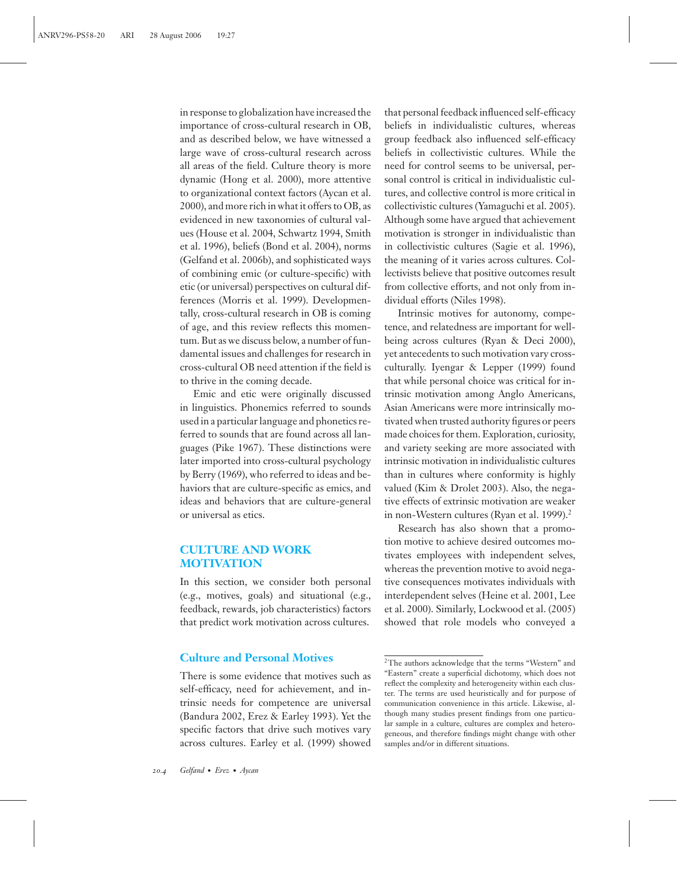in response to globalization have increased the importance of cross-cultural research in OB, and as described below, we have witnessed a large wave of cross-cultural research across all areas of the field. Culture theory is more dynamic (Hong et al. 2000), more attentive to organizational context factors (Aycan et al. 2000), and more rich in what it offers to OB, as evidenced in new taxonomies of cultural values (House et al. 2004, Schwartz 1994, Smith et al. 1996), beliefs (Bond et al. 2004), norms (Gelfand et al. 2006b), and sophisticated ways of combining emic (or culture-specific) with etic (or universal) perspectives on cultural differences (Morris et al. 1999). Developmentally, cross-cultural research in OB is coming of age, and this review reflects this momentum. But as we discuss below, a number of fundamental issues and challenges for research in cross-cultural OB need attention if the field is to thrive in the coming decade.

Emic and etic were originally discussed in linguistics. Phonemics referred to sounds used in a particular language and phonetics referred to sounds that are found across all languages (Pike 1967). These distinctions were later imported into cross-cultural psychology by Berry (1969), who referred to ideas and behaviors that are culture-specific as emics, and ideas and behaviors that are culture-general or universal as etics.

## CULTURE AND WORK MOTIVATION

In this section, we consider both personal (e.g., motives, goals) and situational (e.g., feedback, rewards, job characteristics) factors that predict work motivation across cultures.

### Culture and Personal Motives

There is some evidence that motives such as self-efficacy, need for achievement, and intrinsic needs for competence are universal (Bandura 2002, Erez & Earley 1993). Yet the specific factors that drive such motives vary across cultures. Earley et al. (1999) showed that personal feedback influenced self-efficacy beliefs in individualistic cultures, whereas group feedback also influenced self-efficacy beliefs in collectivistic cultures. While the need for control seems to be universal, personal control is critical in individualistic cultures, and collective control is more critical in collectivistic cultures (Yamaguchi et al. 2005). Although some have argued that achievement motivation is stronger in individualistic than in collectivistic cultures (Sagie et al. 1996), the meaning of it varies across cultures. Collectivists believe that positive outcomes result from collective efforts, and not only from individual efforts (Niles 1998).

Intrinsic motives for autonomy, competence, and relatedness are important for well-being across cultures (Ryan & Deci 2000), yet antecedents to such motivation vary cross-culturally. Iyengar & Lepper (1999) found that while personal choice was critical for intrinsic motivation among Anglo Americans, Asian Americans were more intrinsically motivated when trusted authority figures or peers made choices for them. Exploration, curiosity, and variety seeking are more associated with intrinsic motivation in individualistic cultures than in cultures where conformity is highly valued (Kim & Drolet 2003). Also, the negative effects of extrinsic motivation are weaker in non-Western cultures (Ryan et al. 1999).[2]

Research has also shown that a promotion motive to achieve desired outcomes motivates employees with independent selves, whereas the prevention motive to avoid negative consequences motivates individuals with interdependent selves (Heine et al. 2001, Lee et al. 2000). Similarly, Lockwood et al. (2005) showed that role models who conveyed a

[2] The authors acknowledge that the terms "Western" and "Eastern" create a superficial dichotomy, which does not reflect the complexity and heterogeneity within each cluster. The terms are used heuristically and for purpose of communication convenience in this article. Likewise, although many studies present findings from one particular sample in a culture, cultures are complex and heterogeneous, and therefore findings might change with other samples and/or in different situations.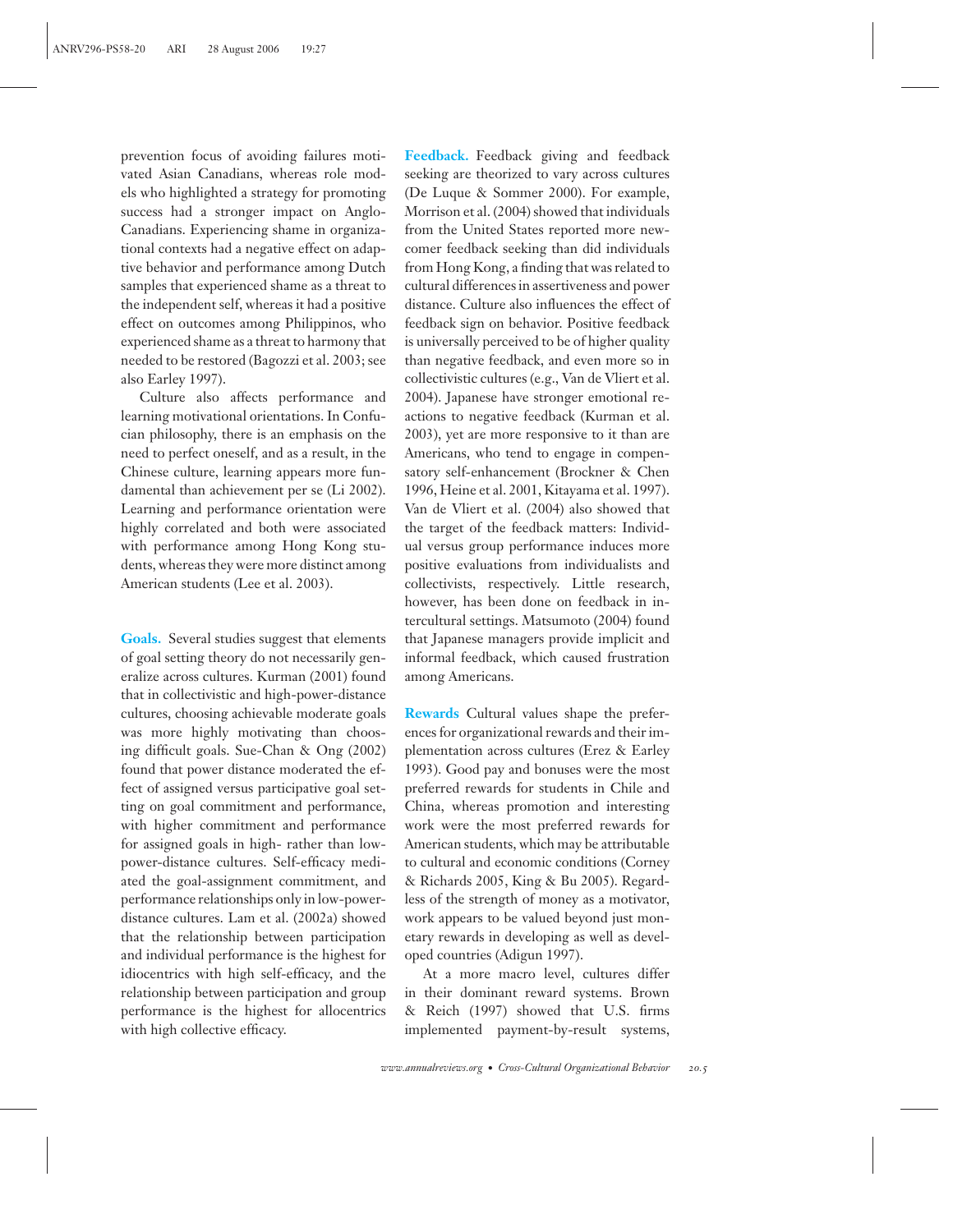prevention focus of avoiding failures motivated Asian Canadians, whereas role models who highlighted a strategy for promoting success had a stronger impact on Anglo-Canadians. Experiencing shame in organizational contexts had a negative effect on adaptive behavior and performance among Dutch samples that experienced shame as a threat to the independent self, whereas it had a positive effect on outcomes among Philippinos, who experienced shame as a threat to harmony that needed to be restored (Bagozzi et al. 2003; see also Earley 1997).

Culture also affects performance and learning motivational orientations. In Confucian philosophy, there is an emphasis on the need to perfect oneself, and as a result, in the Chinese culture, learning appears more fundamental than achievement per se (Li 2002). Learning and performance orientation were highly correlated and both were associated with performance among Hong Kong students, whereas they were more distinct among American students (Lee et al. 2003).

**Goals.** Several studies suggest that elements of goal setting theory do not necessarily generalize across cultures. Kurman (2001) found that in collectivistic and high-power-distance cultures, choosing achievable moderate goals was more highly motivating than choosing difficult goals. Sue-Chan & Ong (2002) found that power distance moderated the effect of assigned versus participative goal setting on goal commitment and performance, with higher commitment and performance for assigned goals in high- rather than low-power-distance cultures. Self-efficacy mediated the goal-assignment commitment, and performance relationships only in low-power-distance cultures. Lam et al. (2002a) showed that the relationship between participation and individual performance is the highest for idiocentrics with high self-efficacy, and the relationship between participation and group performance is the highest for allocentrics with high collective efficacy.

**Feedback.** Feedback giving and feedback seeking are theorized to vary across cultures (De Luque & Sommer 2000). For example, Morrison et al. (2004) showed that individuals from the United States reported more newcomer feedback seeking than did individuals from Hong Kong, a finding that was related to cultural differences in assertiveness and power distance. Culture also influences the effect of feedback sign on behavior. Positive feedback is universally perceived to be of higher quality than negative feedback, and even more so in collectivistic cultures (e.g., Van de Vliert et al. 2004). Japanese have stronger emotional reactions to negative feedback (Kurman et al. 2003), yet are more responsive to it than are Americans, who tend to engage in compensatory self-enhancement (Brockner & Chen 1996, Heine et al. 2001, Kitayama et al. 1997). Van de Vliert et al. (2004) also showed that the target of the feedback matters: Individual versus group performance induces more positive evaluations from individualists and collectivists, respectively. Little research, however, has been done on feedback in intercultural settings. Matsumoto (2004) found that Japanese managers provide implicit and informal feedback, which caused frustration among Americans.

**Rewards** Cultural values shape the preferences for organizational rewards and their implementation across cultures (Erez & Earley 1993). Good pay and bonuses were the most preferred rewards for students in Chile and China, whereas promotion and interesting work were the most preferred rewards for American students, which may be attributable to cultural and economic conditions (Corney & Richards 2005, King & Bu 2005). Regardless of the strength of money as a motivator, work appears to be valued beyond just monetary rewards in developing as well as developed countries (Adigun 1997).

At a more macro level, cultures differ in their dominant reward systems. Brown & Reich (1997) showed that U.S. firms implemented payment-by-result systems,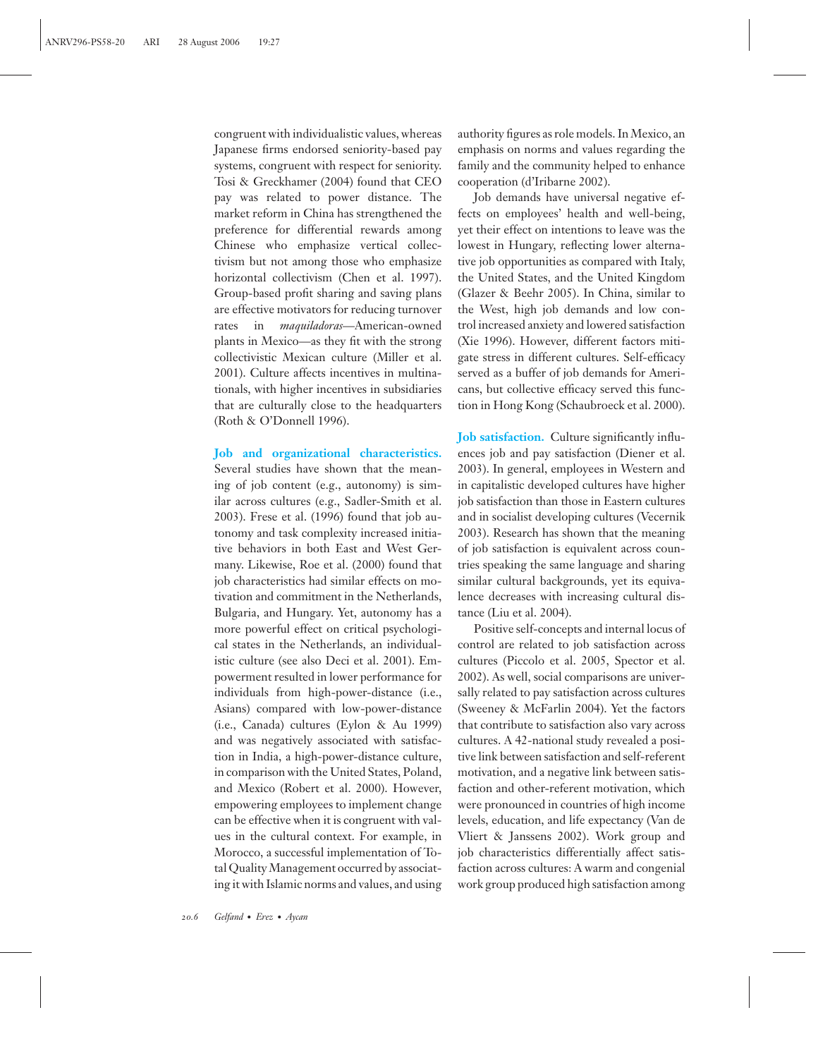congruent with individualistic values, whereas Japanese firms endorsed seniority-based pay systems, congruent with respect for seniority. Tosi & Greckhamer (2004) found that CEO pay was related to power distance. The market reform in China has strengthened the preference for differential rewards among Chinese who emphasize vertical collectivism but not among those who emphasize horizontal collectivism (Chen et al. 1997). Group-based profit sharing and saving plans are effective motivators for reducing turnover rates in *maquiladoras*—American-owned plants in Mexico—as they fit with the strong collectivistic Mexican culture (Miller et al. 2001). Culture affects incentives in multinationals, with higher incentives in subsidiaries that are culturally close to the headquarters (Roth & O'Donnell 1996).

**Job and organizational characteristics.** Several studies have shown that the meaning of job content (e.g., autonomy) is similar across cultures (e.g., Sadler-Smith et al. 2003). Frese et al. (1996) found that job autonomy and task complexity increased initiative behaviors in both East and West Germany. Likewise, Roe et al. (2000) found that job characteristics had similar effects on motivation and commitment in the Netherlands, Bulgaria, and Hungary. Yet, autonomy has a more powerful effect on critical psychological states in the Netherlands, an individualistic culture (see also Deci et al. 2001). Empowerment resulted in lower performance for individuals from high-power-distance (i.e., Asians) compared with low-power-distance (i.e., Canada) cultures (Eylon & Au 1999) and was negatively associated with satisfaction in India, a high-power-distance culture, in comparison with the United States, Poland, and Mexico (Robert et al. 2000). However, empowering employees to implement change can be effective when it is congruent with values in the cultural context. For example, in Morocco, a successful implementation of Total Quality Management occurred by associating it with Islamic norms and values, and using authority figures as role models. In Mexico, an emphasis on norms and values regarding the family and the community helped to enhance cooperation (d'Iribarne 2002).

Job demands have universal negative effects on employees' health and well-being, yet their effect on intentions to leave was the lowest in Hungary, reflecting lower alternative job opportunities as compared with Italy, the United States, and the United Kingdom (Glazer & Beehr 2005). In China, similar to the West, high job demands and low control increased anxiety and lowered satisfaction (Xie 1996). However, different factors mitigate stress in different cultures. Self-efficacy served as a buffer of job demands for Americans, but collective efficacy served this function in Hong Kong (Schaubroeck et al. 2000).

**Job satisfaction.** Culture significantly influences job and pay satisfaction (Diener et al. 2003). In general, employees in Western and in capitalistic developed cultures have higher job satisfaction than those in Eastern cultures and in socialist developing cultures (Vecernik 2003). Research has shown that the meaning of job satisfaction is equivalent across countries speaking the same language and sharing similar cultural backgrounds, yet its equivalence decreases with increasing cultural distance (Liu et al. 2004).

Positive self-concepts and internal locus of control are related to job satisfaction across cultures (Piccolo et al. 2005, Spector et al. 2002). As well, social comparisons are universally related to pay satisfaction across cultures (Sweeney & McFarlin 2004). Yet the factors that contribute to satisfaction also vary across cultures. A 42-national study revealed a positive link between satisfaction and self-referent motivation, and a negative link between satisfaction and other-referent motivation, which were pronounced in countries of high income levels, education, and life expectancy (Van de Vliert & Janssens 2002). Work group and job characteristics differentially affect satisfaction across cultures: A warm and congenial work group produced high satisfaction among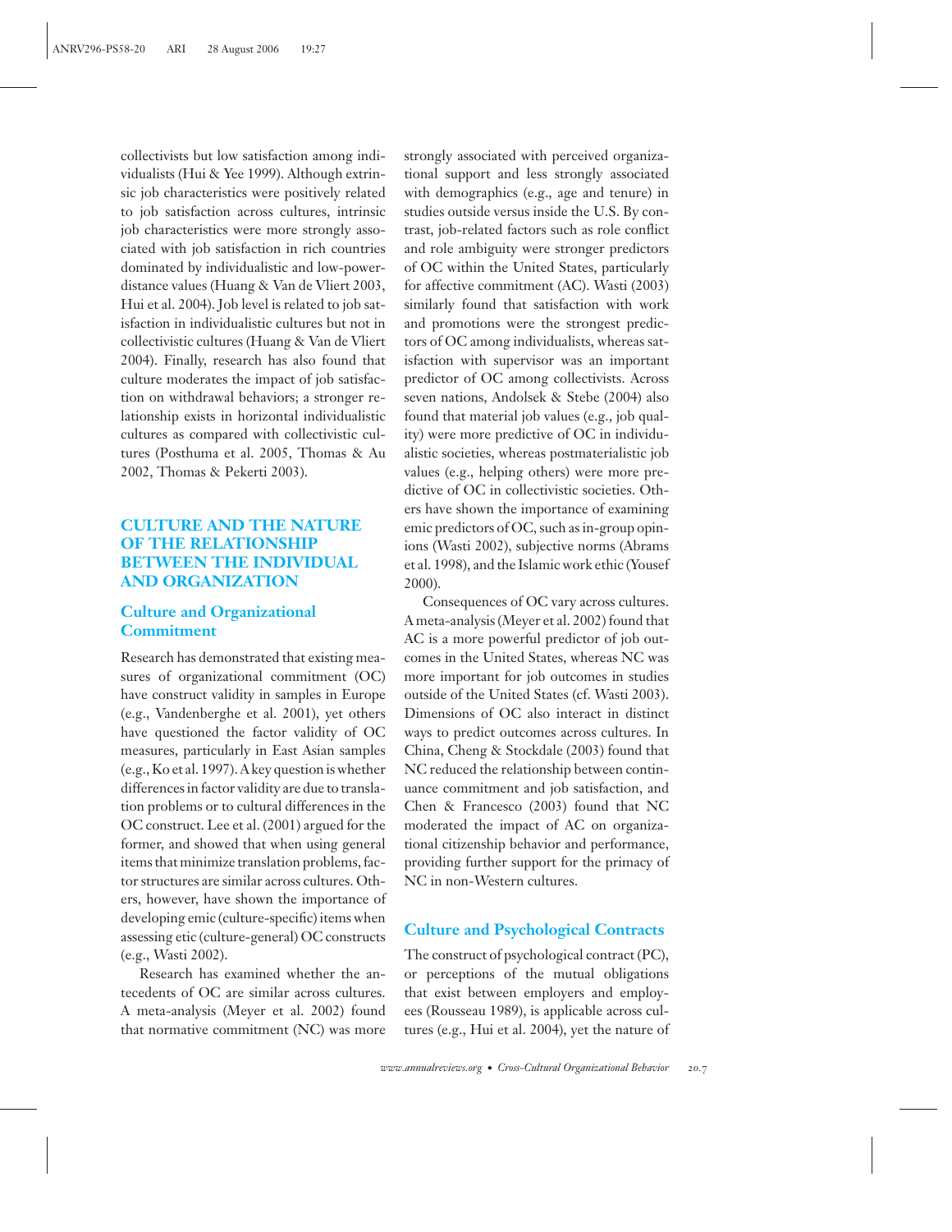collectivists but low satisfaction among individualists (Hui & Yee 1999). Although extrinsic job characteristics were positively related to job satisfaction across cultures, intrinsic job characteristics were more strongly associated with job satisfaction in rich countries dominated by individualistic and low-power-distance values (Huang & Van de Vliert 2003, Hui et al. 2004). Job level is related to job satisfaction in individualistic cultures but not in collectivistic cultures (Huang & Van de Vliert 2004). Finally, research has also found that culture moderates the impact of job satisfaction on withdrawal behaviors; a stronger relationship exists in horizontal individualistic cultures as compared with collectivistic cultures (Posthuma et al. 2005, Thomas & Au 2002, Thomas & Pekerti 2003).

## CULTURE AND THE NATURE OF THE RELATIONSHIP BETWEEN THE INDIVIDUAL AND ORGANIZATION

### Culture and Organizational Commitment

Research has demonstrated that existing measures of organizational commitment (OC) have construct validity in samples in Europe (e.g., Vandenberghe et al. 2001), yet others have questioned the factor validity of OC measures, particularly in East Asian samples (e.g., Ko et al. 1997). A key question is whether differences in factor validity are due to translation problems or to cultural differences in the OC construct. Lee et al. (2001) argued for the former, and showed that when using general items that minimize translation problems, factor structures are similar across cultures. Others, however, have shown the importance of developing emic (culture-specific) items when assessing etic (culture-general) OC constructs (e.g., Wasti 2002).

Research has examined whether the antecedents of OC are similar across cultures. A meta-analysis (Meyer et al. 2002) found that normative commitment (NC) was more strongly associated with perceived organizational support and less strongly associated with demographics (e.g., age and tenure) in studies outside versus inside the U.S. By contrast, job-related factors such as role conflict and role ambiguity were stronger predictors of OC within the United States, particularly for affective commitment (AC). Wasti (2003) similarly found that satisfaction with work and promotions were the strongest predictors of OC among individualists, whereas satisfaction with supervisor was an important predictor of OC among collectivists. Across seven nations, Andolsek & Stebe (2004) also found that material job values (e.g., job quality) were more predictive of OC in individualistic societies, whereas postmaterialistic job values (e.g., helping others) were more predictive of OC in collectivistic societies. Others have shown the importance of examining emic predictors of OC, such as in-group opinions (Wasti 2002), subjective norms (Abrams et al. 1998), and the Islamic work ethic (Yousef 2000).

Consequences of OC vary across cultures. A meta-analysis (Meyer et al. 2002) found that AC is a more powerful predictor of job outcomes in the United States, whereas NC was more important for job outcomes in studies outside of the United States (cf. Wasti 2003). Dimensions of OC also interact in distinct ways to predict outcomes across cultures. In China, Cheng & Stockdale (2003) found that NC reduced the relationship between continuance commitment and job satisfaction, and Chen & Francesco (2003) found that NC moderated the impact of AC on organizational citizenship behavior and performance, providing further support for the primacy of NC in non-Western cultures.

### Culture and Psychological Contracts

The construct of psychological contract (PC), or perceptions of the mutual obligations that exist between employers and employees (Rousseau 1989), is applicable across cultures (e.g., Hui et al. 2004), yet the nature of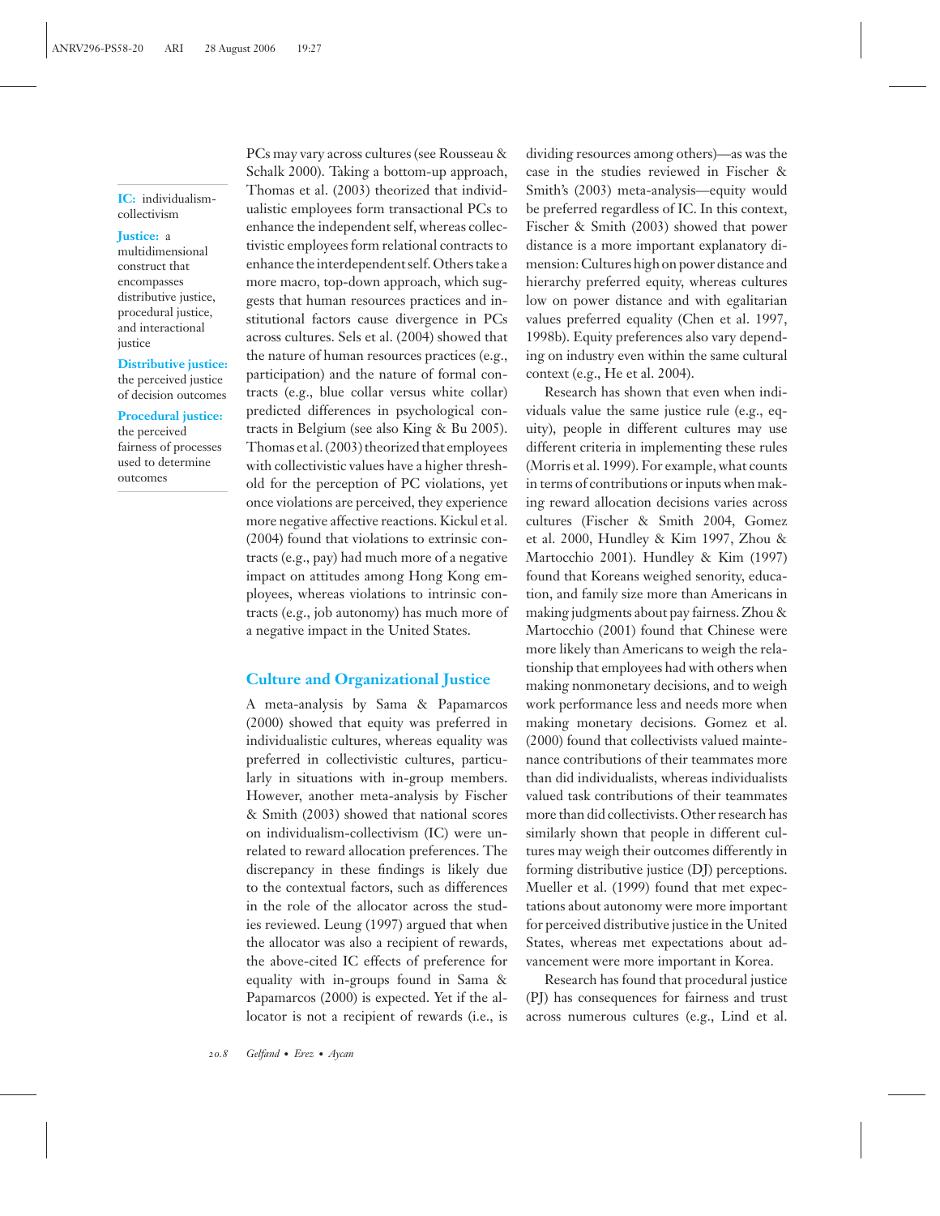PCs may vary across cultures (see Rousseau & Schalk 2000). Taking a bottom-up approach, Thomas et al. (2003) theorized that individualistic employees form transactional PCs to enhance the independent self, whereas collectivistic employees form relational contracts to enhance the interdependent self. Others take a more macro, top-down approach, which suggests that human resources practices and institutional factors cause divergence in PCs across cultures. Sels et al. (2004) showed that the nature of human resources practices (e.g., participation) and the nature of formal contracts (e.g., blue collar versus white collar) predicted differences in psychological contracts in Belgium (see also King & Bu 2005). Thomas et al. (2003) theorized that employees with collectivistic values have a higher threshold for the perception of PC violations, yet once violations are perceived, they experience more negative affective reactions. Kickul et al. (2004) found that violations to extrinsic contracts (e.g., pay) had much more of a negative impact on attitudes among Hong Kong employees, whereas violations to intrinsic contracts (e.g., job autonomy) has much more of a negative impact in the United States.

**IC:** individualism-collectivism

**Justice:** a multidimensional construct that encompasses distributive justice, procedural justice, and interactional justice

**Distributive justice:** the perceived justice of decision outcomes

**Procedural justice:** the perceived fairness of processes used to determine outcomes

## Culture and Organizational Justice

A meta-analysis by Sama & Papamarcos (2000) showed that equity was preferred in individualistic cultures, whereas equality was preferred in collectivistic cultures, particularly in situations with in-group members. However, another meta-analysis by Fischer & Smith (2003) showed that national scores on individualism-collectivism (IC) were unrelated to reward allocation preferences. The discrepancy in these findings is likely due to the contextual factors, such as differences in the role of the allocator across the studies reviewed. Leung (1997) argued that when the allocator was also a recipient of rewards, the above-cited IC effects of preference for equality with in-groups found in Sama & Papamarcos (2000) is expected. Yet if the allocator is not a recipient of rewards (i.e., is dividing resources among others)—as was the case in the studies reviewed in Fischer & Smith's (2003) meta-analysis—equity would be preferred regardless of IC. In this context, Fischer & Smith (2003) showed that power distance is a more important explanatory dimension: Cultures high on power distance and hierarchy preferred equity, whereas cultures low on power distance and with egalitarian values preferred equality (Chen et al. 1997, 1998b). Equity preferences also vary depending on industry even within the same cultural context (e.g., He et al. 2004).

Research has shown that even when individuals value the same justice rule (e.g., equity), people in different cultures may use different criteria in implementing these rules (Morris et al. 1999). For example, what counts in terms of contributions or inputs when making reward allocation decisions varies across cultures (Fischer & Smith 2004, Gomez et al. 2000, Hundley & Kim 1997, Zhou & Martocchio 2001). Hundley & Kim (1997) found that Koreans weighed seniority, education, and family size more than Americans in making judgments about pay fairness. Zhou & Martocchio (2001) found that Chinese were more likely than Americans to weigh the relationship that employees had with others when making nonmonetary decisions, and to weigh work performance less and needs more when making monetary decisions. Gomez et al. (2000) found that collectivists valued maintenance contributions of their teammates more than did individualists, whereas individualists valued task contributions of their teammates more than did collectivists. Other research has similarly shown that people in different cultures may weigh their outcomes differently in forming distributive justice (DJ) perceptions. Mueller et al. (1999) found that met expectations about autonomy were more important for perceived distributive justice in the United States, whereas met expectations about advancement were more important in Korea.

Research has found that procedural justice (PJ) has consequences for fairness and trust across numerous cultures (e.g., Lind et al.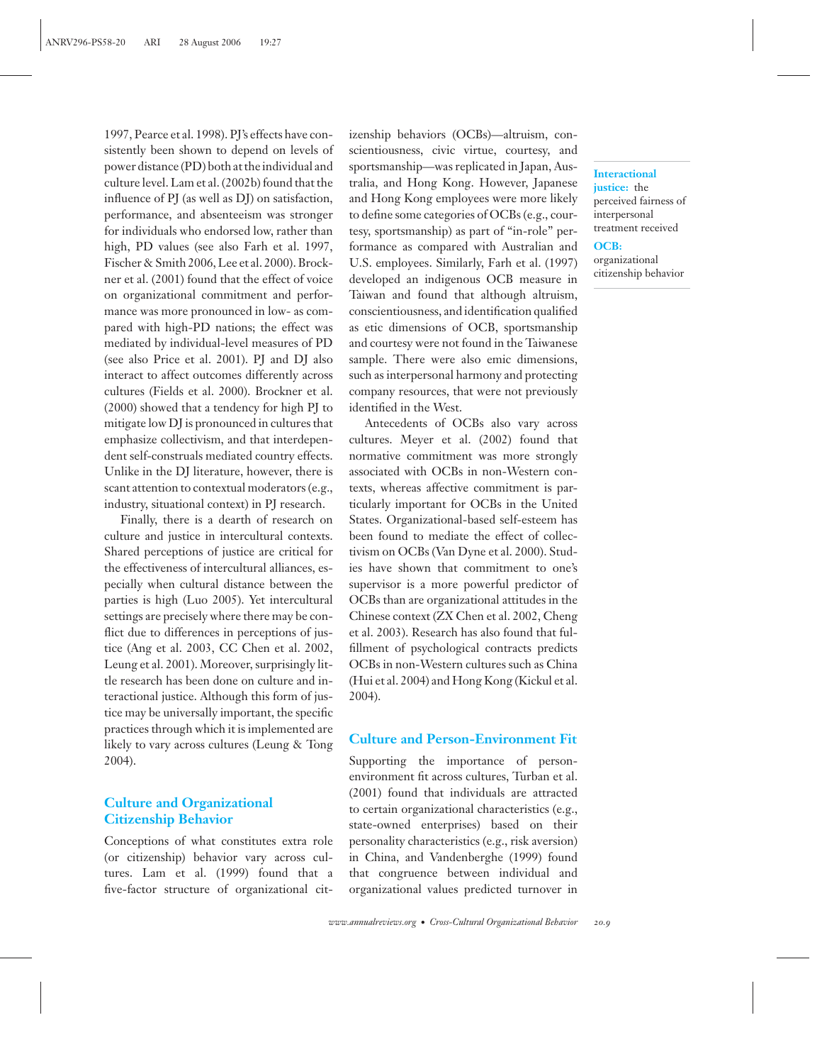1997, Pearce et al. 1998). PJ's effects have consistently been shown to depend on levels of power distance (PD) both at the individual and culture level. Lam et al. (2002b) found that the influence of PJ (as well as DJ) on satisfaction, performance, and absenteeism was stronger for individuals who endorsed low, rather than high, PD values (see also Farh et al. 1997, Fischer & Smith 2006, Lee et al. 2000). Brockner et al. (2001) found that the effect of voice on organizational commitment and performance was more pronounced in low- as compared with high-PD nations; the effect was mediated by individual-level measures of PD (see also Price et al. 2001). PJ and DJ also interact to affect outcomes differently across cultures (Fields et al. 2000). Brockner et al. (2000) showed that a tendency for high PJ to mitigate low DJ is pronounced in cultures that emphasize collectivism, and that interdependent self-construals mediated country effects. Unlike in the DJ literature, however, there is scant attention to contextual moderators (e.g., industry, situational context) in PJ research.

Finally, there is a dearth of research on culture and justice in intercultural contexts. Shared perceptions of justice are critical for the effectiveness of intercultural alliances, especially when cultural distance between the parties is high (Luo 2005). Yet intercultural settings are precisely where there may be conflict due to differences in perceptions of justice (Ang et al. 2003, CC Chen et al. 2002, Leung et al. 2001). Moreover, surprisingly little research has been done on culture and interactional justice. Although this form of justice may be universally important, the specific practices through which it is implemented are likely to vary across cultures (Leung & Tong 2004).

## Culture and Organizational Citizenship Behavior

Conceptions of what constitutes extra role (or citizenship) behavior vary across cultures. Lam et al. (1999) found that a five-factor structure of organizational citizenship behaviors (OCBs)—altruism, conscientiousness, civic virtue, courtesy, and sportsmanship—was replicated in Japan, Australia, and Hong Kong. However, Japanese and Hong Kong employees were more likely to define some categories of OCBs (e.g., courtesy, sportsmanship) as part of "in-role" performance as compared with Australian and U.S. employees. Similarly, Farh et al. (1997) developed an indigenous OCB measure in Taiwan and found that although altruism, conscientiousness, and identification qualified as etic dimensions of OCB, sportsmanship and courtesy were not found in the Taiwanese sample. There were also emic dimensions, such as interpersonal harmony and protecting company resources, that were not previously identified in the West.

**Interactional justice:** the perceived fairness of interpersonal treatment received

**OCB:** organizational citizenship behavior

Antecedents of OCBs also vary across cultures. Meyer et al. (2002) found that normative commitment was more strongly associated with OCBs in non-Western contexts, whereas affective commitment is particularly important for OCBs in the United States. Organizational-based self-esteem has been found to mediate the effect of collectivism on OCBs (Van Dyne et al. 2000). Studies have shown that commitment to one's supervisor is a more powerful predictor of OCBs than are organizational attitudes in the Chinese context (ZX Chen et al. 2002, Cheng et al. 2003). Research has also found that fulfillment of psychological contracts predicts OCBs in non-Western cultures such as China (Hui et al. 2004) and Hong Kong (Kickul et al. 2004).

## Culture and Person-Environment Fit

Supporting the importance of person-environment fit across cultures, Turban et al. (2001) found that individuals are attracted to certain organizational characteristics (e.g., state-owned enterprises) based on their personality characteristics (e.g., risk aversion) in China, and Vandenberghe (1999) found that congruence between individual and organizational values predicted turnover in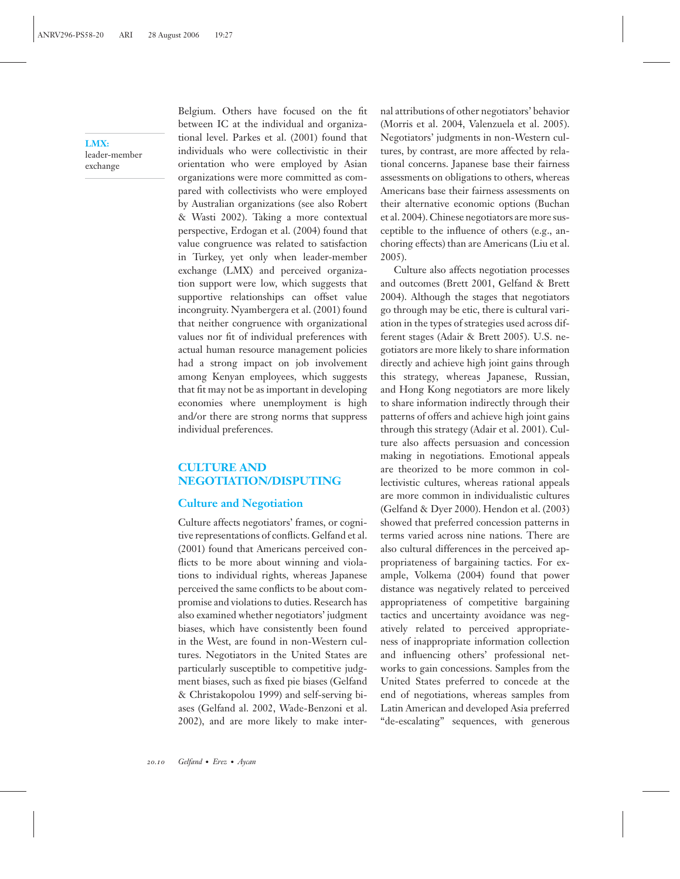Belgium. Others have focused on the fit between IC at the individual and organizational level. Parkes et al. (2001) found that individuals who were collectivistic in their orientation who were employed by Asian organizations were more committed as compared with collectivists who were employed by Australian organizations (see also Robert & Wasti 2002). Taking a more contextual perspective, Erdogan et al. (2004) found that value congruence was related to satisfaction in Turkey, yet only when leader-member exchange (LMX) and perceived organization support were low, which suggests that supportive relationships can offset value incongruity. Nyambergera et al. (2001) found that neither congruence with organizational values nor fit of individual preferences with actual human resource management policies had a strong impact on job involvement among Kenyan employees, which suggests that fit may not be as important in developing economies where unemployment is high and/or there are strong norms that suppress individual preferences.

**LMX:** leader-member exchange

## CULTURE AND NEGOTIATION/DISPUTING

### Culture and Negotiation

Culture affects negotiators' frames, or cognitive representations of conflicts. Gelfand et al. (2001) found that Americans perceived conflicts to be more about winning and violations to individual rights, whereas Japanese perceived the same conflicts to be about compromise and violations to duties. Research has also examined whether negotiators' judgment biases, which have consistently been found in the West, are found in non-Western cultures. Negotiators in the United States are particularly susceptible to competitive judgment biases, such as fixed pie biases (Gelfand & Christakopolou 1999) and self-serving biases (Gelfand al. 2002, Wade-Benzoni et al. 2002), and are more likely to make internal attributions of other negotiators' behavior (Morris et al. 2004, Valenzuela et al. 2005). Negotiators' judgments in non-Western cultures, by contrast, are more affected by relational concerns. Japanese base their fairness assessments on obligations to others, whereas Americans base their fairness assessments on their alternative economic options (Buchan et al. 2004). Chinese negotiators are more susceptible to the influence of others (e.g., anchoring effects) than are Americans (Liu et al. 2005).

Culture also affects negotiation processes and outcomes (Brett 2001, Gelfand & Brett 2004). Although the stages that negotiators go through may be etic, there is cultural variation in the types of strategies used across different stages (Adair & Brett 2005). U.S. negotiators are more likely to share information directly and achieve high joint gains through this strategy, whereas Japanese, Russian, and Hong Kong negotiators are more likely to share information indirectly through their patterns of offers and achieve high joint gains through this strategy (Adair et al. 2001). Culture also affects persuasion and concession making in negotiations. Emotional appeals are theorized to be more common in collectivistic cultures, whereas rational appeals are more common in individualistic cultures (Gelfand & Dyer 2000). Hendon et al. (2003) showed that preferred concession patterns in terms varied across nine nations. There are also cultural differences in the perceived appropriateness of bargaining tactics. For example, Volkema (2004) found that power distance was negatively related to perceived appropriateness of competitive bargaining tactics and uncertainty avoidance was negatively related to perceived appropriateness of inappropriate information collection and influencing others' professional networks to gain concessions. Samples from the United States preferred to concede at the end of negotiations, whereas samples from Latin American and developed Asia preferred "de-escalating" sequences, with generous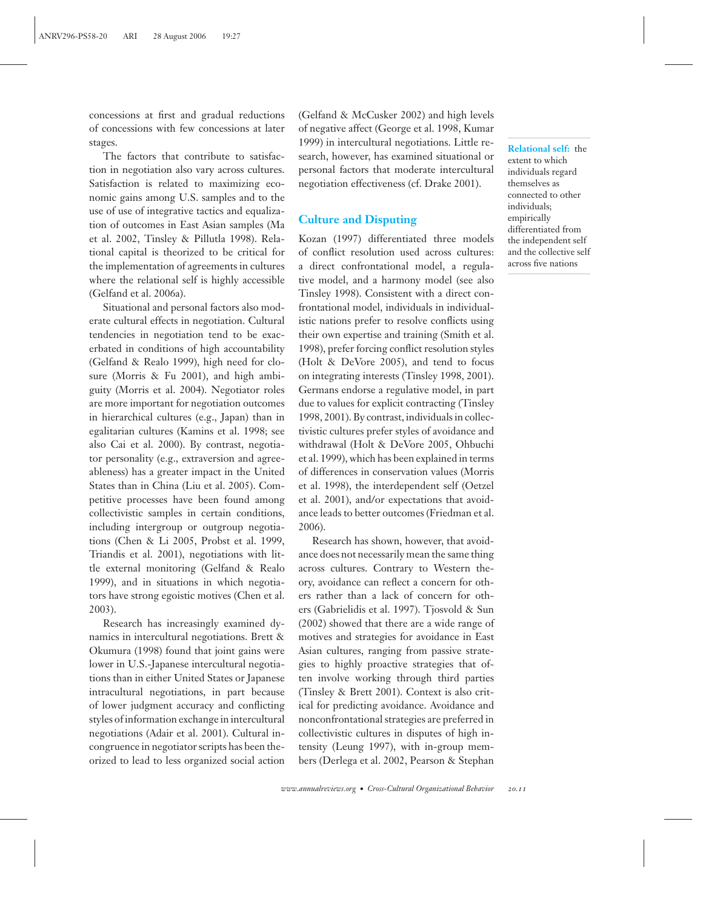concessions at first and gradual reductions of concessions with few concessions at later stages.

The factors that contribute to satisfaction in negotiation also vary across cultures. Satisfaction is related to maximizing economic gains among U.S. samples and to the use of use of integrative tactics and equalization of outcomes in East Asian samples (Ma et al. 2002, Tinsley & Pillutla 1998). Relational capital is theorized to be critical for the implementation of agreements in cultures where the relational self is highly accessible (Gelfand et al. 2006a).

Situational and personal factors also moderate cultural effects in negotiation. Cultural tendencies in negotiation tend to be exacerbated in conditions of high accountability (Gelfand & Realo 1999), high need for closure (Morris & Fu 2001), and high ambiguity (Morris et al. 2004). Negotiator roles are more important for negotiation outcomes in hierarchical cultures (e.g., Japan) than in egalitarian cultures (Kamins et al. 1998; see also Cai et al. 2000). By contrast, negotiator personality (e.g., extraversion and agreeableness) has a greater impact in the United States than in China (Liu et al. 2005). Competitive processes have been found among collectivistic samples in certain conditions, including intergroup or outgroup negotiations (Chen & Li 2005, Probst et al. 1999, Triandis et al. 2001), negotiations with little external monitoring (Gelfand & Realo 1999), and in situations in which negotiators have strong egoistic motives (Chen et al. 2003).

Research has increasingly examined dynamics in intercultural negotiations. Brett & Okumura (1998) found that joint gains were lower in U.S.-Japanese intercultural negotiations than in either United States or Japanese intracultural negotiations, in part because of lower judgment accuracy and conflicting styles of information exchange in intercultural negotiations (Adair et al. 2001). Cultural incongruence in negotiator scripts has been theorized to lead to less organized social action (Gelfand & McCusker 2002) and high levels of negative affect (George et al. 1998, Kumar 1999) in intercultural negotiations. Little research, however, has examined situational or personal factors that moderate intercultural negotiation effectiveness (cf. Drake 2001).

**Relational self:** the extent to which individuals regard themselves as connected to other individuals; empirically differentiated from the independent self and the collective self across five nations

## Culture and Disputing

Kozan (1997) differentiated three models of conflict resolution used across cultures: a direct confrontational model, a regulative model, and a harmony model (see also Tinsley 1998). Consistent with a direct confrontational model, individuals in individualistic nations prefer to resolve conflicts using their own expertise and training (Smith et al. 1998), prefer forcing conflict resolution styles (Holt & DeVore 2005), and tend to focus on integrating interests (Tinsley 1998, 2001). Germans endorse a regulative model, in part due to values for explicit contracting (Tinsley 1998, 2001). By contrast, individuals in collectivistic cultures prefer styles of avoidance and withdrawal (Holt & DeVore 2005, Ohbuchi et al. 1999), which has been explained in terms of differences in conservation values (Morris et al. 1998), the interdependent self (Oetzel et al. 2001), and/or expectations that avoidance leads to better outcomes (Friedman et al. 2006).

Research has shown, however, that avoidance does not necessarily mean the same thing across cultures. Contrary to Western theory, avoidance can reflect a concern for others rather than a lack of concern for others (Gabrielidis et al. 1997). Tjosvold & Sun (2002) showed that there are a wide range of motives and strategies for avoidance in East Asian cultures, ranging from passive strategies to highly proactive strategies that often involve working through third parties (Tinsley & Brett 2001). Context is also critical for predicting avoidance. Avoidance and nonconfrontational strategies are preferred in collectivistic cultures in disputes of high intensity (Leung 1997), with in-group members (Derlega et al. 2002, Pearson & Stephan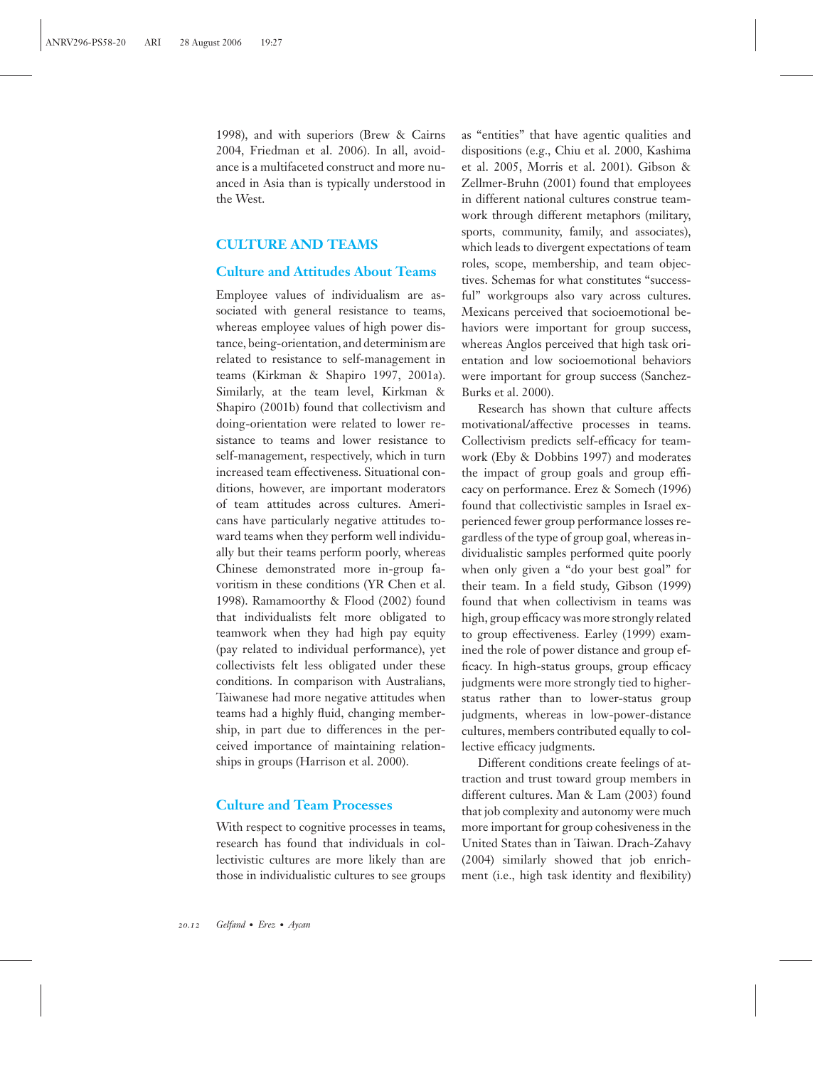1998), and with superiors (Brew & Cairns 2004, Friedman et al. 2006). In all, avoidance is a multifaceted construct and more nuanced in Asia than is typically understood in the West.

## CULTURE AND TEAMS

### Culture and Attitudes About Teams

Employee values of individualism are associated with general resistance to teams, whereas employee values of high power distance, being-orientation, and determinism are related to resistance to self-management in teams (Kirkman & Shapiro 1997, 2001a). Similarly, at the team level, Kirkman & Shapiro (2001b) found that collectivism and doing-orientation were related to lower resistance to teams and lower resistance to self-management, respectively, which in turn increased team effectiveness. Situational conditions, however, are important moderators of team attitudes across cultures. Americans have particularly negative attitudes toward teams when they perform well individually but their teams perform poorly, whereas Chinese demonstrated more in-group favoritism in these conditions (YR Chen et al. 1998). Ramamoorthy & Flood (2002) found that individualists felt more obligated to teamwork when they had high pay equity (pay related to individual performance), yet collectivists felt less obligated under these conditions. In comparison with Australians, Taiwanese had more negative attitudes when teams had a highly fluid, changing membership, in part due to differences in the perceived importance of maintaining relationships in groups (Harrison et al. 2000).

### Culture and Team Processes

With respect to cognitive processes in teams, research has found that individuals in collectivistic cultures are more likely than are those in individualistic cultures to see groups as "entities" that have agentic qualities and dispositions (e.g., Chiu et al. 2000, Kashima et al. 2005, Morris et al. 2001). Gibson & Zellmer-Bruhn (2001) found that employees in different national cultures construe teamwork through different metaphors (military, sports, community, family, and associates), which leads to divergent expectations of team roles, scope, membership, and team objectives. Schemas for what constitutes "successful" workgroups also vary across cultures. Mexicans perceived that socioemotional behaviors were important for group success, whereas Anglos perceived that high task orientation and low socioemotional behaviors were important for group success (Sanchez-Burks et al. 2000).

Research has shown that culture affects motivational/affective processes in teams. Collectivism predicts self-efficacy for teamwork (Eby & Dobbins 1997) and moderates the impact of group goals and group efficacy on performance. Erez & Somech (1996) found that collectivistic samples in Israel experienced fewer group performance losses regardless of the type of group goal, whereas individualistic samples performed quite poorly when only given a "do your best goal" for their team. In a field study, Gibson (1999) found that when collectivism in teams was high, group efficacy was more strongly related to group effectiveness. Earley (1999) examined the role of power distance and group efficacy. In high-status groups, group efficacy judgments were more strongly tied to higher-status rather than to lower-status group judgments, whereas in low-power-distance cultures, members contributed equally to collective efficacy judgments.

Different conditions create feelings of attraction and trust toward group members in different cultures. Man & Lam (2003) found that job complexity and autonomy were much more important for group cohesiveness in the United States than in Taiwan. Drach-Zahavy (2004) similarly showed that job enrichment (i.e., high task identity and flexibility)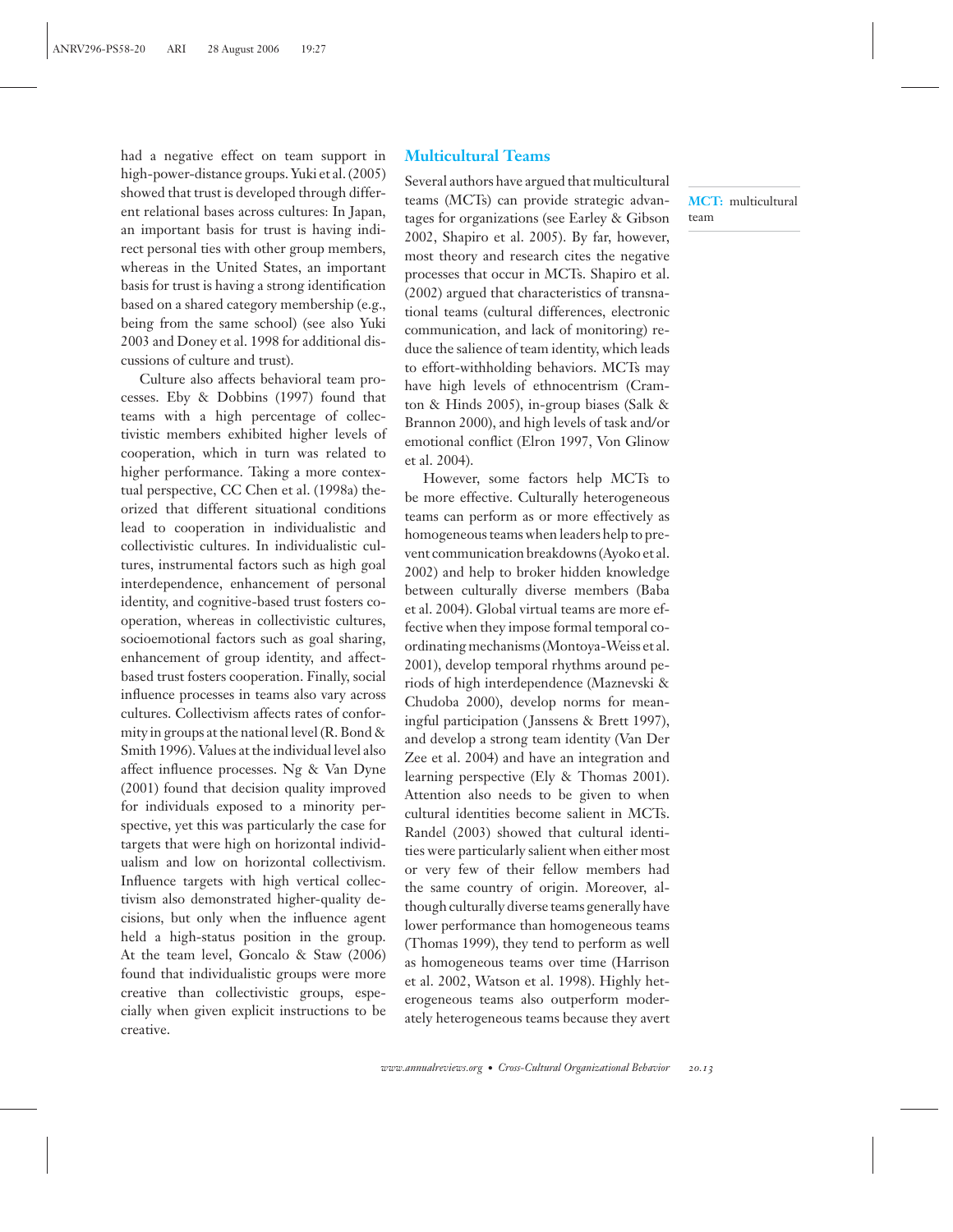had a negative effect on team support in high-power-distance groups. Yuki et al. (2005) showed that trust is developed through different relational bases across cultures: In Japan, an important basis for trust is having indirect personal ties with other group members, whereas in the United States, an important basis for trust is having a strong identification based on a shared category membership (e.g., being from the same school) (see also Yuki 2003 and Doney et al. 1998 for additional discussions of culture and trust).

Culture also affects behavioral team processes. Eby & Dobbins (1997) found that teams with a high percentage of collectivistic members exhibited higher levels of cooperation, which in turn was related to higher performance. Taking a more contextual perspective, CC Chen et al. (1998a) theorized that different situational conditions lead to cooperation in individualistic and collectivistic cultures. In individualistic cultures, instrumental factors such as high goal interdependence, enhancement of personal identity, and cognitive-based trust fosters cooperation, whereas in collectivistic cultures, socioemotional factors such as goal sharing, enhancement of group identity, and affect-based trust fosters cooperation. Finally, social influence processes in teams also vary across cultures. Collectivism affects rates of conformity in groups at the national level (R. Bond & Smith 1996). Values at the individual level also affect influence processes. Ng & Van Dyne (2001) found that decision quality improved for individuals exposed to a minority perspective, yet this was particularly the case for targets that were high on horizontal individualism and low on horizontal collectivism. Influence targets with high vertical collectivism also demonstrated higher-quality decisions, but only when the influence agent held a high-status position in the group. At the team level, Goncalo & Staw (2006) found that individualistic groups were more creative than collectivistic groups, especially when given explicit instructions to be creative.

## Multicultural Teams

Several authors have argued that multicultural teams (MCTs) can provide strategic advantages for organizations (see Earley & Gibson 2002, Shapiro et al. 2005). By far, however, most theory and research cites the negative processes that occur in MCTs. Shapiro et al. (2002) argued that characteristics of transnational teams (cultural differences, electronic communication, and lack of monitoring) reduce the salience of team identity, which leads to effort-withholding behaviors. MCTs may have high levels of ethnocentrism (Cramton & Hinds 2005), in-group biases (Salk & Brannon 2000), and high levels of task and/or emotional conflict (Elron 1997, Von Glinow et al. 2004).

**MCT:** multicultural team

However, some factors help MCTs to be more effective. Culturally heterogeneous teams can perform as or more effectively as homogeneous teams when leaders help to prevent communication breakdowns (Ayoko et al. 2002) and help to broker hidden knowledge between culturally diverse members (Baba et al. 2004). Global virtual teams are more effective when they impose formal temporal coordinating mechanisms (Montoya-Weiss et al. 2001), develop temporal rhythms around periods of high interdependence (Maznevski & Chudoba 2000), develop norms for meaningful participation (Janssens & Brett 1997), and develop a strong team identity (Van Der Zee et al. 2004) and have an integration and learning perspective (Ely & Thomas 2001). Attention also needs to be given to when cultural identities become salient in MCTs. Randel (2003) showed that cultural identities were particularly salient when either most or very few of their fellow members had the same country of origin. Moreover, although culturally diverse teams generally have lower performance than homogeneous teams (Thomas 1999), they tend to perform as well as homogeneous teams over time (Harrison et al. 2002, Watson et al. 1998). Highly heterogeneous teams also outperform moderately heterogeneous teams because they avert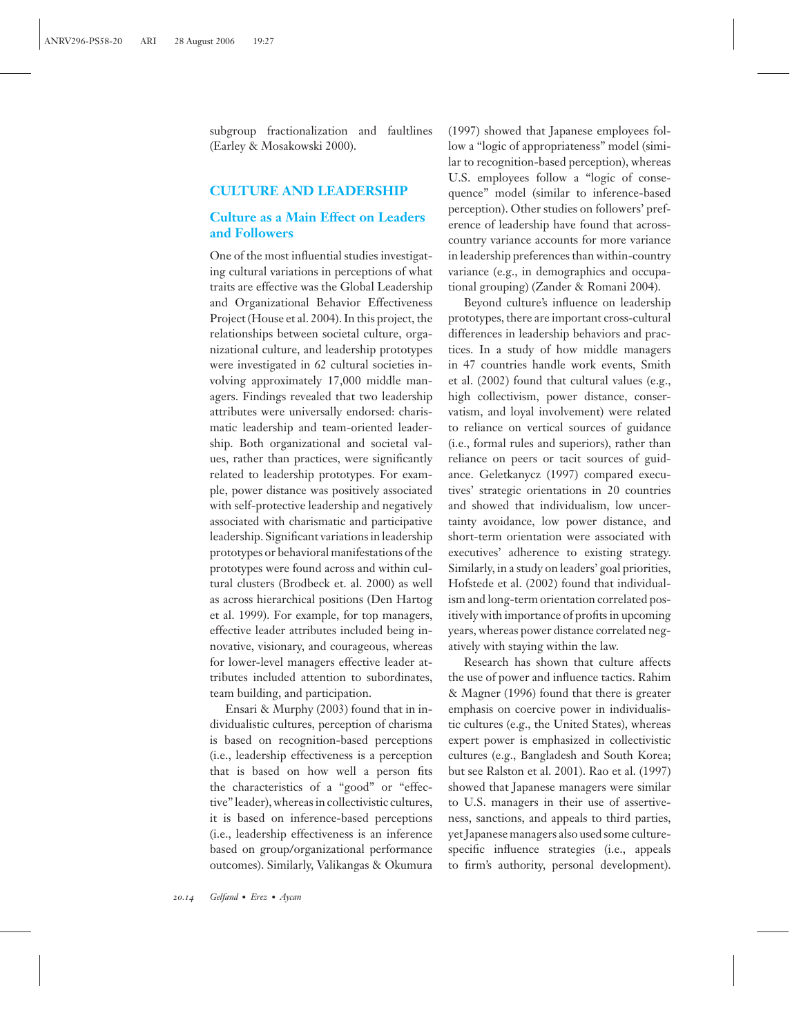subgroup fractionalization and faultlines (Earley & Mosakowski 2000).

## CULTURE AND LEADERSHIP

### Culture as a Main Effect on Leaders and Followers

One of the most influential studies investigating cultural variations in perceptions of what traits are effective was the Global Leadership and Organizational Behavior Effectiveness Project (House et al. 2004). In this project, the relationships between societal culture, organizational culture, and leadership prototypes were investigated in 62 cultural societies involving approximately 17,000 middle managers. Findings revealed that two leadership attributes were universally endorsed: charismatic leadership and team-oriented leadership. Both organizational and societal values, rather than practices, were significantly related to leadership prototypes. For example, power distance was positively associated with self-protective leadership and negatively associated with charismatic and participative leadership. Significant variations in leadership prototypes or behavioral manifestations of the prototypes were found across and within cultural clusters (Brodbeck et. al. 2000) as well as across hierarchical positions (Den Hartog et al. 1999). For example, for top managers, effective leader attributes included being innovative, visionary, and courageous, whereas for lower-level managers effective leader attributes included attention to subordinates, team building, and participation.

Ensari & Murphy (2003) found that in individualistic cultures, perception of charisma is based on recognition-based perceptions (i.e., leadership effectiveness is a perception that is based on how well a person fits the characteristics of a "good" or "effective" leader), whereas in collectivistic cultures, it is based on inference-based perceptions (i.e., leadership effectiveness is an inference based on group/organizational performance outcomes). Similarly, Valikangas & Okumura (1997) showed that Japanese employees follow a "logic of appropriateness" model (similar to recognition-based perception), whereas U.S. employees follow a "logic of consequence" model (similar to inference-based perception). Other studies on followers' preference of leadership have found that across-country variance accounts for more variance in leadership preferences than within-country variance (e.g., in demographics and occupational grouping) (Zander & Romani 2004).

Beyond culture's influence on leadership prototypes, there are important cross-cultural differences in leadership behaviors and practices. In a study of how middle managers in 47 countries handle work events, Smith et al. (2002) found that cultural values (e.g., high collectivism, power distance, conservatism, and loyal involvement) were related to reliance on vertical sources of guidance (i.e., formal rules and superiors), rather than reliance on peers or tacit sources of guidance. Geletkanycz (1997) compared executives' strategic orientations in 20 countries and showed that individualism, low uncertainty avoidance, low power distance, and short-term orientation were associated with executives' adherence to existing strategy. Similarly, in a study on leaders' goal priorities, Hofstede et al. (2002) found that individualism and long-term orientation correlated positively with importance of profits in upcoming years, whereas power distance correlated negatively with staying within the law.

Research has shown that culture affects the use of power and influence tactics. Rahim & Magner (1996) found that there is greater emphasis on coercive power in individualistic cultures (e.g., the United States), whereas expert power is emphasized in collectivistic cultures (e.g., Bangladesh and South Korea; but see Ralston et al. 2001). Rao et al. (1997) showed that Japanese managers were similar to U.S. managers in their use of assertiveness, sanctions, and appeals to third parties, yet Japanese managers also used some culture-specific influence strategies (i.e., appeals to firm's authority, personal development).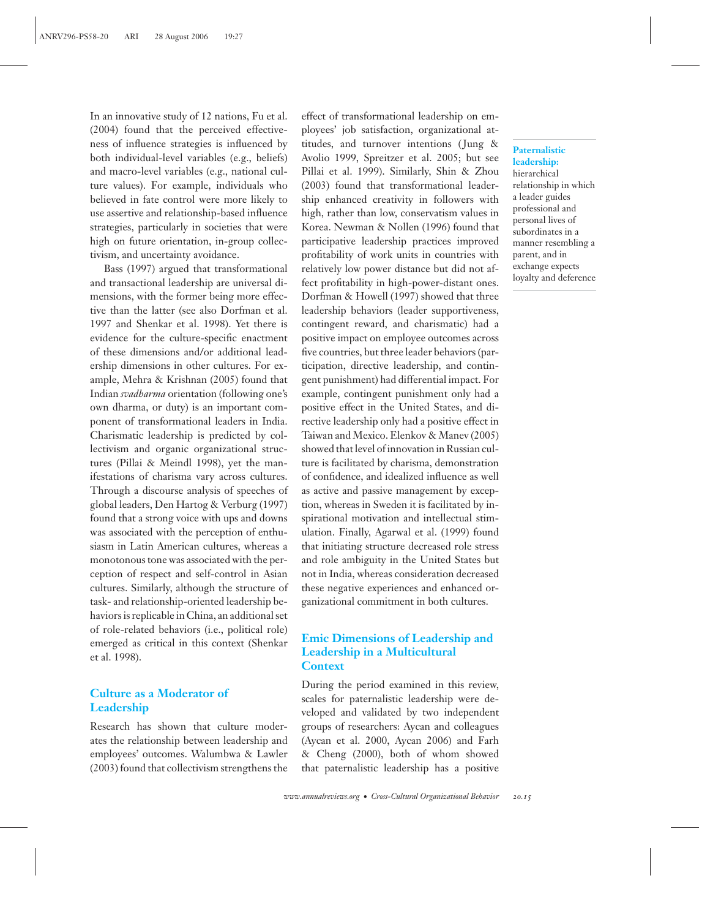In an innovative study of 12 nations, Fu et al. (2004) found that the perceived effectiveness of influence strategies is influenced by both individual-level variables (e.g., beliefs) and macro-level variables (e.g., national culture values). For example, individuals who believed in fate control were more likely to use assertive and relationship-based influence strategies, particularly in societies that were high on future orientation, in-group collectivism, and uncertainty avoidance.

Bass (1997) argued that transformational and transactional leadership are universal dimensions, with the former being more effective than the latter (see also Dorfman et al. 1997 and Shenkar et al. 1998). Yet there is evidence for the culture-specific enactment of these dimensions and/or additional leadership dimensions in other cultures. For example, Mehra & Krishnan (2005) found that Indian *svadharma* orientation (following one's own dharma, or duty) is an important component of transformational leaders in India. Charismatic leadership is predicted by collectivism and organic organizational structures (Pillai & Meindl 1998), yet the manifestations of charisma vary across cultures. Through a discourse analysis of speeches of global leaders, Den Hartog & Verburg (1997) found that a strong voice with ups and downs was associated with the perception of enthusiasm in Latin American cultures, whereas a monotonous tone was associated with the perception of respect and self-control in Asian cultures. Similarly, although the structure of task- and relationship-oriented leadership behaviors is replicable in China, an additional set of role-related behaviors (i.e., political role) emerged as critical in this context (Shenkar et al. 1998).

## Culture as a Moderator of Leadership

Research has shown that culture moderates the relationship between leadership and employees' outcomes. Walumbwa & Lawler (2003) found that collectivism strengthens the effect of transformational leadership on employees' job satisfaction, organizational attitudes, and turnover intentions (Jung & Avolio 1999, Spreitzer et al. 2005; but see Pillai et al. 1999). Similarly, Shin & Zhou (2003) found that transformational leadership enhanced creativity in followers with high, rather than low, conservatism values in Korea. Newman & Nollen (1996) found that participative leadership practices improved profitability of work units in countries with relatively low power distance but did not affect profitability in high-power-distant ones. Dorfman & Howell (1997) showed that three leadership behaviors (leader supportiveness, contingent reward, and charismatic) had a positive impact on employee outcomes across five countries, but three leader behaviors (participation, directive leadership, and contingent punishment) had differential impact. For example, contingent punishment only had a positive effect in the United States, and directive leadership only had a positive effect in Taiwan and Mexico. Elenkov & Manev (2005) showed that level of innovation in Russian culture is facilitated by charisma, demonstration of confidence, and idealized influence as well as active and passive management by exception, whereas in Sweden it is facilitated by inspirational motivation and intellectual stimulation. Finally, Agarwal et al. (1999) found that initiating structure decreased role stress and role ambiguity in the United States but not in India, whereas consideration decreased these negative experiences and enhanced organizational commitment in both cultures.

## Emic Dimensions of Leadership and Leadership in a Multicultural Context

During the period examined in this review, scales for paternalistic leadership were developed and validated by two independent groups of researchers: Aycan and colleagues (Aycan et al. 2000, Aycan 2006) and Farh & Cheng (2000), both of whom showed that paternalistic leadership has a positive

**Paternalistic leadership:** hierarchical relationship in which a leader guides professional and personal lives of subordinates in a manner resembling a parent, and in exchange expects loyalty and deference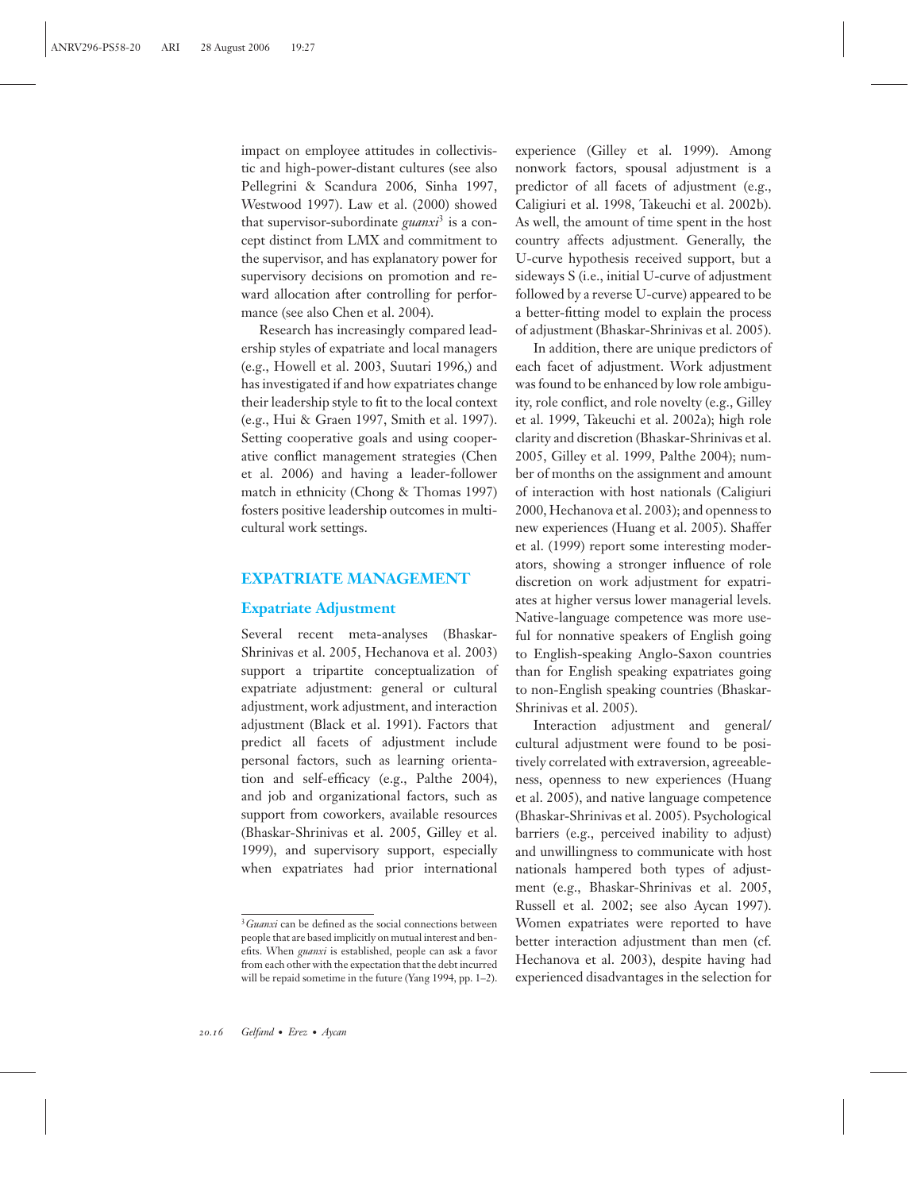impact on employee attitudes in collectivistic and high-power-distant cultures (see also Pellegrini & Scandura 2006, Sinha 1997, Westwood 1997). Law et al. (2000) showed that supervisor-subordinate *guanxi*[3] is a concept distinct from LMX and commitment to the supervisor, and has explanatory power for supervisory decisions on promotion and reward allocation after controlling for performance (see also Chen et al. 2004).

Research has increasingly compared leadership styles of expatriate and local managers (e.g., Howell et al. 2003, Suutari 1996,) and has investigated if and how expatriates change their leadership style to fit to the local context (e.g., Hui & Graen 1997, Smith et al. 1997). Setting cooperative goals and using cooperative conflict management strategies (Chen et al. 2006) and having a leader-follower match in ethnicity (Chong & Thomas 1997) fosters positive leadership outcomes in multicultural work settings.

## EXPATRIATE MANAGEMENT

### Expatriate Adjustment

Several recent meta-analyses (Bhaskar-Shrinivas et al. 2005, Hechanova et al. 2003) support a tripartite conceptualization of expatriate adjustment: general or cultural adjustment, work adjustment, and interaction adjustment (Black et al. 1991). Factors that predict all facets of adjustment include personal factors, such as learning orientation and self-efficacy (e.g., Palthe 2004), and job and organizational factors, such as support from coworkers, available resources (Bhaskar-Shrinivas et al. 2005, Gilley et al. 1999), and supervisory support, especially when expatriates had prior international experience (Gilley et al. 1999). Among nonwork factors, spousal adjustment is a predictor of all facets of adjustment (e.g., Caligiuri et al. 1998, Takeuchi et al. 2002b). As well, the amount of time spent in the host country affects adjustment. Generally, the U-curve hypothesis received support, but a sideways S (i.e., initial U-curve of adjustment followed by a reverse U-curve) appeared to be a better-fitting model to explain the process of adjustment (Bhaskar-Shrinivas et al. 2005).

In addition, there are unique predictors of each facet of adjustment. Work adjustment was found to be enhanced by low role ambiguity, role conflict, and role novelty (e.g., Gilley et al. 1999, Takeuchi et al. 2002a); high role clarity and discretion (Bhaskar-Shrinivas et al. 2005, Gilley et al. 1999, Palthe 2004); number of months on the assignment and amount of interaction with host nationals (Caligiuri 2000, Hechanova et al. 2003); and openness to new experiences (Huang et al. 2005). Shaffer et al. (1999) report some interesting moderators, showing a stronger influence of role discretion on work adjustment for expatriates at higher versus lower managerial levels. Native-language competence was more useful for nonnative speakers of English going to English-speaking Anglo-Saxon countries than for English speaking expatriates going to non-English speaking countries (Bhaskar-Shrinivas et al. 2005).

Interaction adjustment and general/cultural adjustment were found to be positively correlated with extraversion, agreeableness, openness to new experiences (Huang et al. 2005), and native language competence (Bhaskar-Shrinivas et al. 2005). Psychological barriers (e.g., perceived inability to adjust) and unwillingness to communicate with host nationals hampered both types of adjustment (e.g., Bhaskar-Shrinivas et al. 2005, Russell et al. 2002; see also Aycan 1997). Women expatriates were reported to have better interaction adjustment than men (cf. Hechanova et al. 2003), despite having had experienced disadvantages in the selection for

[3] *Guanxi* can be defined as the social connections between people that are based implicitly on mutual interest and benefits. When *guanxi* is established, people can ask a favor from each other with the expectation that the debt incurred will be repaid sometime in the future (Yang 1994, pp. 1–2).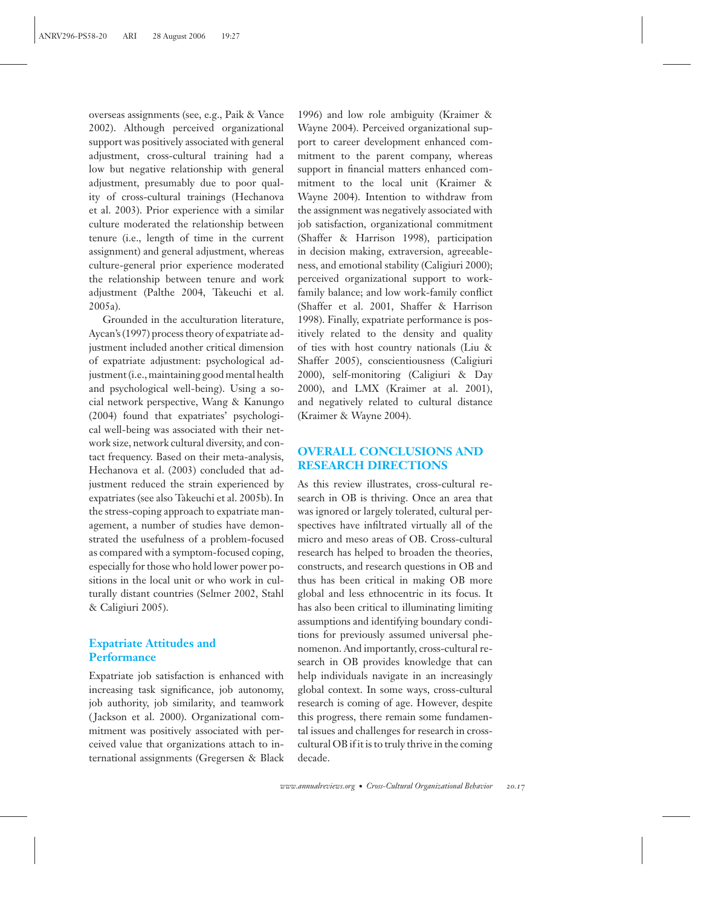overseas assignments (see, e.g., Paik & Vance 2002). Although perceived organizational support was positively associated with general adjustment, cross-cultural training had a low but negative relationship with general adjustment, presumably due to poor quality of cross-cultural trainings (Hechanova et al. 2003). Prior experience with a similar culture moderated the relationship between tenure (i.e., length of time in the current assignment) and general adjustment, whereas culture-general prior experience moderated the relationship between tenure and work adjustment (Palthe 2004, Takeuchi et al. 2005a).

Grounded in the acculturation literature, Aycan's (1997) process theory of expatriate adjustment included another critical dimension of expatriate adjustment: psychological adjustment (i.e., maintaining good mental health and psychological well-being). Using a social network perspective, Wang & Kanungo (2004) found that expatriates' psychological well-being was associated with their network size, network cultural diversity, and contact frequency. Based on their meta-analysis, Hechanova et al. (2003) concluded that adjustment reduced the strain experienced by expatriates (see also Takeuchi et al. 2005b). In the stress-coping approach to expatriate management, a number of studies have demonstrated the usefulness of a problem-focused as compared with a symptom-focused coping, especially for those who hold lower power positions in the local unit or who work in culturally distant countries (Selmer 2002, Stahl & Caligiuri 2005).

### Expatriate Attitudes and Performance

Expatriate job satisfaction is enhanced with increasing task significance, job autonomy, job authority, job similarity, and teamwork (Jackson et al. 2000). Organizational commitment was positively associated with perceived value that organizations attach to international assignments (Gregersen & Black 1996) and low role ambiguity (Kraimer & Wayne 2004). Perceived organizational support to career development enhanced commitment to the parent company, whereas support in financial matters enhanced commitment to the local unit (Kraimer & Wayne 2004). Intention to withdraw from the assignment was negatively associated with job satisfaction, organizational commitment (Shaffer & Harrison 1998), participation in decision making, extraversion, agreeableness, and emotional stability (Caligiuri 2000); perceived organizational support to work-family balance; and low work-family conflict (Shaffer et al. 2001, Shaffer & Harrison 1998). Finally, expatriate performance is positively related to the density and quality of ties with host country nationals (Liu & Shaffer 2005), conscientiousness (Caligiuri 2000), self-monitoring (Caligiuri & Day 2000), and LMX (Kraimer at al. 2001), and negatively related to cultural distance (Kraimer & Wayne 2004).

## OVERALL CONCLUSIONS AND RESEARCH DIRECTIONS

As this review illustrates, cross-cultural research in OB is thriving. Once an area that was ignored or largely tolerated, cultural perspectives have infiltrated virtually all of the micro and meso areas of OB. Cross-cultural research has helped to broaden the theories, constructs, and research questions in OB and thus has been critical in making OB more global and less ethnocentric in its focus. It has also been critical to illuminating limiting assumptions and identifying boundary conditions for previously assumed universal phenomenon. And importantly, cross-cultural research in OB provides knowledge that can help individuals navigate in an increasingly global context. In some ways, cross-cultural research is coming of age. However, despite this progress, there remain some fundamental issues and challenges for research in cross-cultural OB if it is to truly thrive in the coming decade.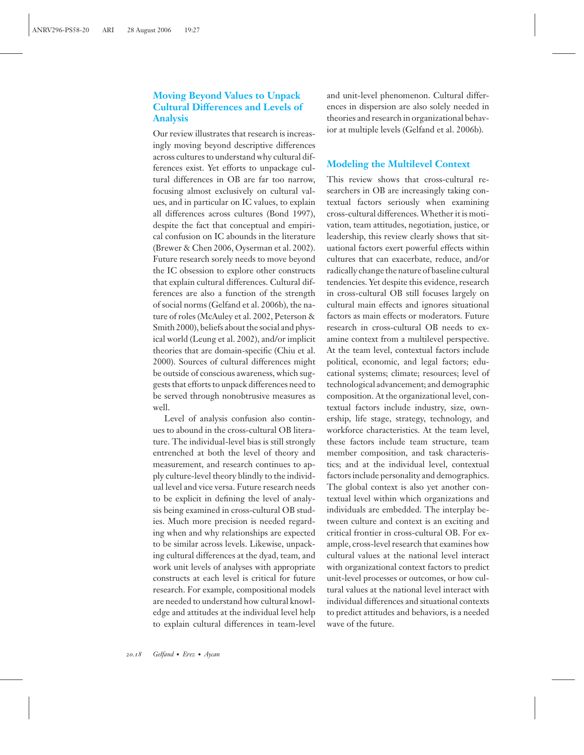### Moving Beyond Values to Unpack Cultural Differences and Levels of Analysis

Our review illustrates that research is increasingly moving beyond descriptive differences across cultures to understand why cultural differences exist. Yet efforts to unpackage cultural differences in OB are far too narrow, focusing almost exclusively on cultural values, and in particular on IC values, to explain all differences across cultures (Bond 1997), despite the fact that conceptual and empirical confusion on IC abounds in the literature (Brewer & Chen 2006, Oyserman et al. 2002). Future research sorely needs to move beyond the IC obsession to explore other constructs that explain cultural differences. Cultural differences are also a function of the strength of social norms (Gelfand et al. 2006b), the nature of roles (McAuley et al. 2002, Peterson & Smith 2000), beliefs about the social and physical world (Leung et al. 2002), and/or implicit theories that are domain-specific (Chiu et al. 2000). Sources of cultural differences might be outside of conscious awareness, which suggests that efforts to unpack differences need to be served through nonobtrusive measures as well.

Level of analysis confusion also continues to abound in the cross-cultural OB literature. The individual-level bias is still strongly entrenched at both the level of theory and measurement, and research continues to apply culture-level theory blindly to the individual level and vice versa. Future research needs to be explicit in defining the level of analysis being examined in cross-cultural OB studies. Much more precision is needed regarding when and why relationships are expected to be similar across levels. Likewise, unpacking cultural differences at the dyad, team, and work unit levels of analyses with appropriate constructs at each level is critical for future research. For example, compositional models are needed to understand how cultural knowledge and attitudes at the individual level help to explain cultural differences in team-level and unit-level phenomenon. Cultural differences in dispersion are also solely needed in theories and research in organizational behavior at multiple levels (Gelfand et al. 2006b).

### Modeling the Multilevel Context

This review shows that cross-cultural researchers in OB are increasingly taking contextual factors seriously when examining cross-cultural differences. Whether it is motivation, team attitudes, negotiation, justice, or leadership, this review clearly shows that situational factors exert powerful effects within cultures that can exacerbate, reduce, and/or radically change the nature of baseline cultural tendencies. Yet despite this evidence, research in cross-cultural OB still focuses largely on cultural main effects and ignores situational factors as main effects or moderators. Future research in cross-cultural OB needs to examine context from a multilevel perspective. At the team level, contextual factors include political, economic, and legal factors; educational systems; climate; resources; level of technological advancement; and demographic composition. At the organizational level, contextual factors include industry, size, ownership, life stage, strategy, technology, and workforce characteristics. At the team level, these factors include team structure, team member composition, and task characteristics; and at the individual level, contextual factors include personality and demographics. The global context is also yet another contextual level within which organizations and individuals are embedded. The interplay between culture and context is an exciting and critical frontier in cross-cultural OB. For example, cross-level research that examines how cultural values at the national level interact with organizational context factors to predict unit-level processes or outcomes, or how cultural values at the national level interact with individual differences and situational contexts to predict attitudes and behaviors, is a needed wave of the future.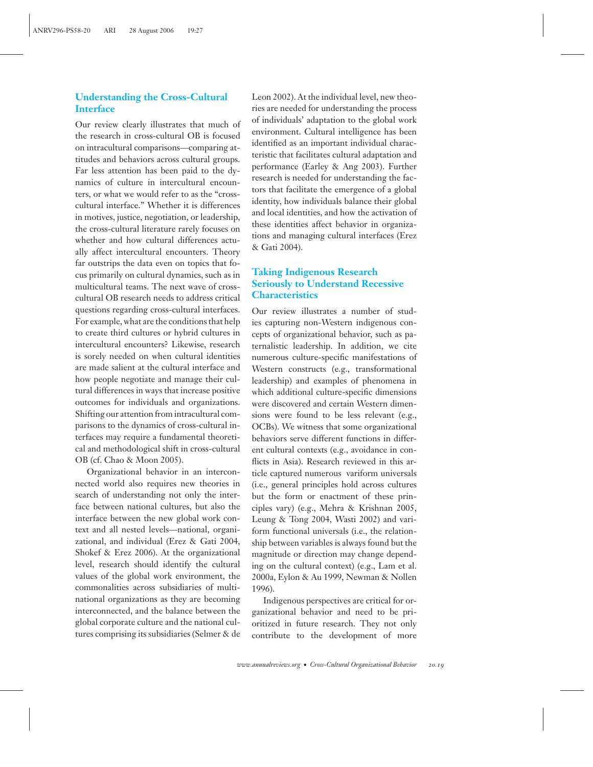## Understanding the Cross-Cultural Interface

Our review clearly illustrates that much of the research in cross-cultural OB is focused on intracultural comparisons—comparing attitudes and behaviors across cultural groups. Far less attention has been paid to the dynamics of culture in intercultural encounters, or what we would refer to as the "cross-cultural interface." Whether it is differences in motives, justice, negotiation, or leadership, the cross-cultural literature rarely focuses on whether and how cultural differences actually affect intercultural encounters. Theory far outstrips the data even on topics that focus primarily on cultural dynamics, such as in multicultural teams. The next wave of cross-cultural OB research needs to address critical questions regarding cross-cultural interfaces. For example, what are the conditions that help to create third cultures or hybrid cultures in intercultural encounters? Likewise, research is sorely needed on when cultural identities are made salient at the cultural interface and how people negotiate and manage their cultural differences in ways that increase positive outcomes for individuals and organizations. Shifting our attention from intracultural comparisons to the dynamics of cross-cultural interfaces may require a fundamental theoretical and methodological shift in cross-cultural OB (cf. Chao & Moon 2005).

Organizational behavior in an interconnected world also requires new theories in search of understanding not only the interface between national cultures, but also the interface between the new global work context and all nested levels—national, organizational, and individual (Erez & Gati 2004, Shokef & Erez 2006). At the organizational level, research should identify the cultural values of the global work environment, the commonalities across subsidiaries of multinational organizations as they are becoming interconnected, and the balance between the global corporate culture and the national cultures comprising its subsidiaries (Selmer & de Leon 2002). At the individual level, new theories are needed for understanding the process of individuals' adaptation to the global work environment. Cultural intelligence has been identified as an important individual characteristic that facilitates cultural adaptation and performance (Earley & Ang 2003). Further research is needed for understanding the factors that facilitate the emergence of a global identity, how individuals balance their global and local identities, and how the activation of these identities affect behavior in organizations and managing cultural interfaces (Erez & Gati 2004).

## Taking Indigenous Research Seriously to Understand Recessive Characteristics

Our review illustrates a number of studies capturing non-Western indigenous concepts of organizational behavior, such as paternalistic leadership. In addition, we cite numerous culture-specific manifestations of Western constructs (e.g., transformational leadership) and examples of phenomena in which additional culture-specific dimensions were discovered and certain Western dimensions were found to be less relevant (e.g., OCBs). We witness that some organizational behaviors serve different functions in different cultural contexts (e.g., avoidance in conflicts in Asia). Research reviewed in this article captured numerous variform universals (i.e., general principles hold across cultures but the form or enactment of these principles vary) (e.g., Mehra & Krishnan 2005, Leung & Tong 2004, Wasti 2002) and variform functional universals (i.e., the relationship between variables is always found but the magnitude or direction may change depending on the cultural context) (e.g., Lam et al. 2000a, Eylon & Au 1999, Newman & Nollen 1996).

Indigenous perspectives are critical for organizational behavior and need to be prioritized in future research. They not only contribute to the development of more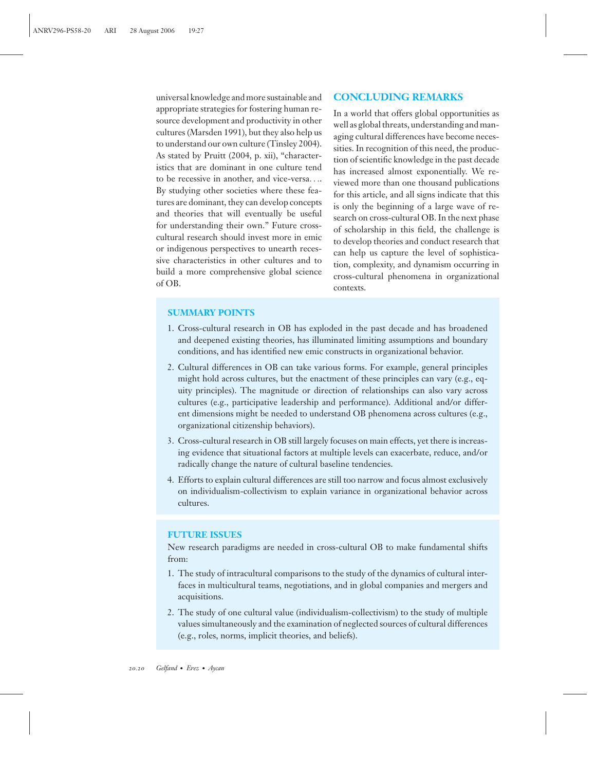universal knowledge and more sustainable and appropriate strategies for fostering human resource development and productivity in other cultures (Marsden 1991), but they also help us to understand our own culture (Tinsley 2004). As stated by Pruitt (2004, p. xii), "characteristics that are dominant in one culture tend to be recessive in another, and vice-versa.... By studying other societies where these features are dominant, they can develop concepts and theories that will eventually be useful for understanding their own." Future cross-cultural research should invest more in emic or indigenous perspectives to unearth recessive characteristics in other cultures and to build a more comprehensive global science of OB.

## CONCLUDING REMARKS

In a world that offers global opportunities as well as global threats, understanding and managing cultural differences have become necessities. In recognition of this need, the production of scientific knowledge in the past decade has increased almost exponentially. We reviewed more than one thousand publications for this article, and all signs indicate that this is only the beginning of a large wave of research on cross-cultural OB. In the next phase of scholarship in this field, the challenge is to develop theories and conduct research that can help us capture the level of sophistication, complexity, and dynamism occurring in cross-cultural phenomena in organizational contexts.

### SUMMARY POINTS

1. Cross-cultural research in OB has exploded in the past decade and has broadened and deepened existing theories, has illuminated limiting assumptions and boundary conditions, and has identified new emic constructs in organizational behavior.
2. Cultural differences in OB can take various forms. For example, general principles might hold across cultures, but the enactment of these principles can vary (e.g., equity principles). The magnitude or direction of relationships can also vary across cultures (e.g., participative leadership and performance). Additional and/or different dimensions might be needed to understand OB phenomena across cultures (e.g., organizational citizenship behaviors).
3. Cross-cultural research in OB still largely focuses on main effects, yet there is increasing evidence that situational factors at multiple levels can exacerbate, reduce, and/or radically change the nature of cultural baseline tendencies.
4. Efforts to explain cultural differences are still too narrow and focus almost exclusively on individualism-collectivism to explain variance in organizational behavior across cultures.

### FUTURE ISSUES

New research paradigms are needed in cross-cultural OB to make fundamental shifts from:

1. The study of intracultural comparisons to the study of the dynamics of cultural interfaces in multicultural teams, negotiations, and in global companies and mergers and acquisitions.
2. The study of one cultural value (individualism-collectivism) to the study of multiple values simultaneously and the examination of neglected sources of cultural differences (e.g., roles, norms, implicit theories, and beliefs).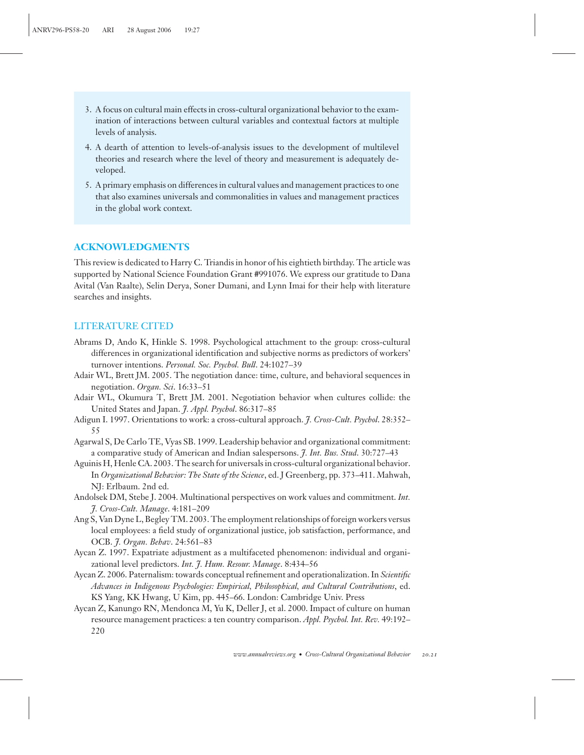3. A focus on cultural main effects in cross-cultural organizational behavior to the examination of interactions between cultural variables and contextual factors at multiple levels of analysis.
4. A dearth of attention to levels-of-analysis issues to the development of multilevel theories and research where the level of theory and measurement is adequately developed.
5. A primary emphasis on differences in cultural values and management practices to one that also examines universals and commonalities in values and management practices in the global work context.

## ACKNOWLEDGMENTS

This review is dedicated to Harry C. Triandis in honor of his eightieth birthday. The article was supported by National Science Foundation Grant #991076. We express our gratitude to Dana Avital (Van Raalte), Selin Derya, Soner Dumani, and Lynn Imai for their help with literature searches and insights.

## LITERATURE CITED

Abrams D, Ando K, Hinkle S. 1998. Psychological attachment to the group: cross-cultural differences in organizational identification and subjective norms as predictors of workers' turnover intentions. *Personal. Soc. Psychol. Bull.* 24:1027–39

Adair WL, Brett JM. 2005. The negotiation dance: time, culture, and behavioral sequences in negotiation. *Organ. Sci.* 16:33–51

Adair WL, Okumura T, Brett JM. 2001. Negotiation behavior when cultures collide: the United States and Japan. *J. Appl. Psychol.* 86:317–85

Adigun I. 1997. Orientations to work: a cross-cultural approach. *J. Cross-Cult. Psychol.* 28:352–55

Agarwal S, De Carlo TE, Vyas SB. 1999. Leadership behavior and organizational commitment: a comparative study of American and Indian salespersons. *J. Int. Bus. Stud.* 30:727–43

Aguinis H, Henle CA. 2003. The search for universals in cross-cultural organizational behavior. In *Organizational Behavior: The State of the Science*, ed. J Greenberg, pp. 373–411. Mahwah, NJ: Erlbaum. 2nd ed.

Andolsek DM, Stebe J. 2004. Multinational perspectives on work values and commitment. *Int. J. Cross-Cult. Manage.* 4:181–209

Ang S, Van Dyne L, Begley TM. 2003. The employment relationships of foreign workers versus local employees: a field study of organizational justice, job satisfaction, performance, and OCB. *J. Organ. Behav.* 24:561–83

Aycan Z. 1997. Expatriate adjustment as a multifaceted phenomenon: individual and organizational level predictors. *Int. J. Hum. Resour. Manage.* 8:434–56

Aycan Z. 2006. Paternalism: towards conceptual refinement and operationalization. In *Scientific Advances in Indigenous Psychologies: Empirical, Philosophical, and Cultural Contributions*, ed. KS Yang, KK Hwang, U Kim, pp. 445–66. London: Cambridge Univ. Press

Aycan Z, Kanungo RN, Mendonca M, Yu K, Deller J, et al. 2000. Impact of culture on human resource management practices: a ten country comparison. *Appl. Psychol. Int. Rev.* 49:192–220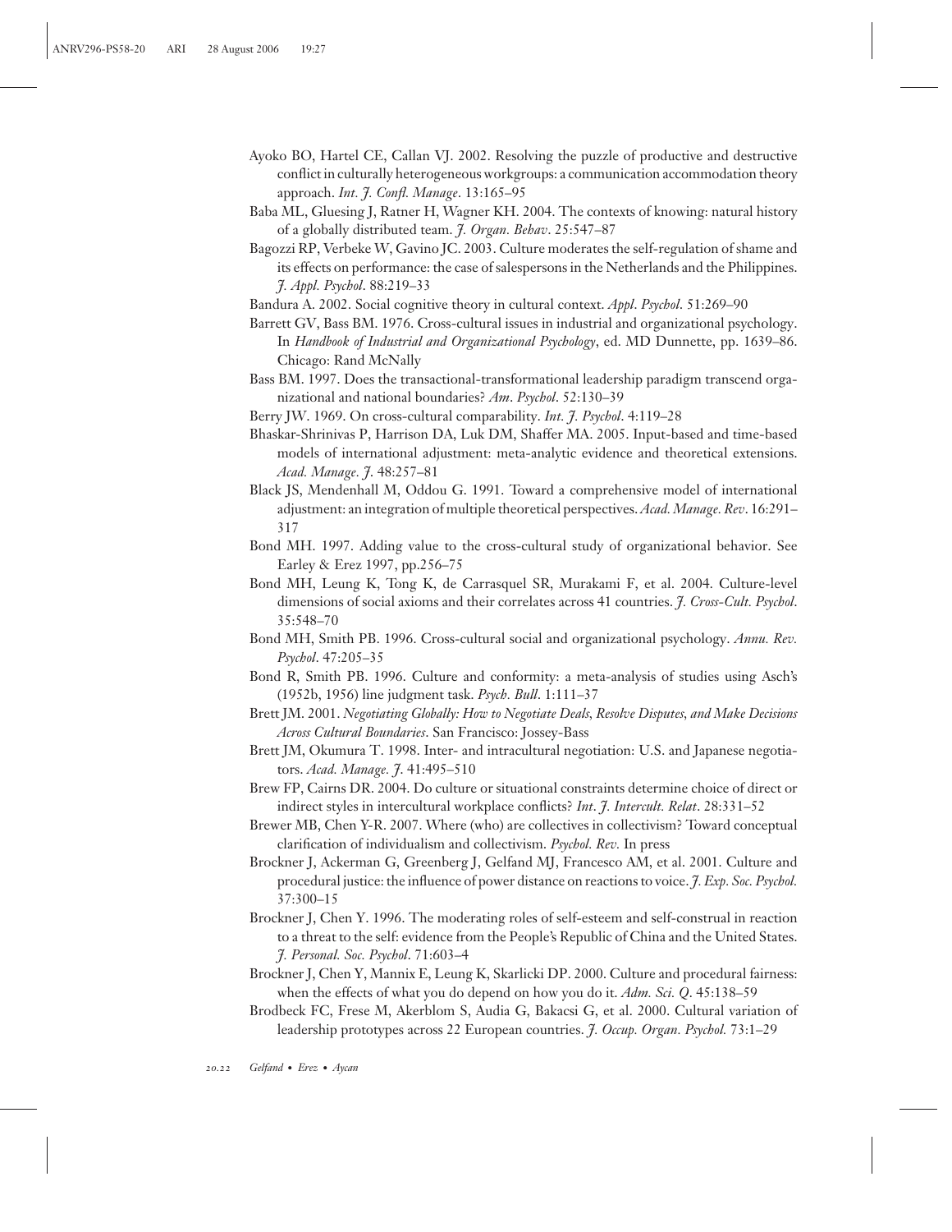Ayoko BO, Hartel CE, Callan VJ. 2002. Resolving the puzzle of productive and destructive conflict in culturally heterogeneous workgroups: a communication accommodation theory approach. *Int. J. Confl. Manage*. 13:165–95

Baba ML, Gluesing J, Ratner H, Wagner KH. 2004. The contexts of knowing: natural history of a globally distributed team. *J. Organ. Behav*. 25:547–87

Bagozzi RP, Verbeke W, Gavino JC. 2003. Culture moderates the self-regulation of shame and its effects on performance: the case of salespersons in the Netherlands and the Philippines. *J. Appl. Psychol*. 88:219–33

Bandura A. 2002. Social cognitive theory in cultural context. *Appl. Psychol*. 51:269–90

Barrett GV, Bass BM. 1976. Cross-cultural issues in industrial and organizational psychology. In *Handbook of Industrial and Organizational Psychology*, ed. MD Dunnette, pp. 1639–86. Chicago: Rand McNally

Bass BM. 1997. Does the transactional-transformational leadership paradigm transcend organizational and national boundaries? *Am. Psychol*. 52:130–39

Berry JW. 1969. On cross-cultural comparability. *Int. J. Psychol*. 4:119–28

Bhaskar-Shrinivas P, Harrison DA, Luk DM, Shaffer MA. 2005. Input-based and time-based models of international adjustment: meta-analytic evidence and theoretical extensions. *Acad. Manage. J*. 48:257–81

Black JS, Mendenhall M, Oddou G. 1991. Toward a comprehensive model of international adjustment: an integration of multiple theoretical perspectives. *Acad. Manage. Rev*. 16:291–317

Bond MH. 1997. Adding value to the cross-cultural study of organizational behavior. See Earley & Erez 1997, pp.256–75

Bond MH, Leung K, Tong K, de Carrasquel SR, Murakami F, et al. 2004. Culture-level dimensions of social axioms and their correlates across 41 countries. *J. Cross-Cult. Psychol*. 35:548–70

Bond MH, Smith PB. 1996. Cross-cultural social and organizational psychology. *Annu. Rev. Psychol*. 47:205–35

Bond R, Smith PB. 1996. Culture and conformity: a meta-analysis of studies using Asch's (1952b, 1956) line judgment task. *Psych. Bull*. 1:111–37

Brett JM. 2001. *Negotiating Globally: How to Negotiate Deals, Resolve Disputes, and Make Decisions Across Cultural Boundaries*. San Francisco: Jossey-Bass

Brett JM, Okumura T. 1998. Inter- and intracultural negotiation: U.S. and Japanese negotiators. *Acad. Manage. J*. 41:495–510

Brew FP, Cairns DR. 2004. Do culture or situational constraints determine choice of direct or indirect styles in intercultural workplace conflicts? *Int. J. Intercult. Relat*. 28:331–52

Brewer MB, Chen Y-R. 2007. Where (who) are collectives in collectivism? Toward conceptual clarification of individualism and collectivism. *Psychol. Rev.* In press

Brockner J, Ackerman G, Greenberg J, Gelfand MJ, Francesco AM, et al. 2001. Culture and procedural justice: the influence of power distance on reactions to voice. *J. Exp. Soc. Psychol.* 37:300–15

Brockner J, Chen Y. 1996. The moderating roles of self-esteem and self-construal in reaction to a threat to the self: evidence from the People's Republic of China and the United States. *J. Personal. Soc. Psychol*. 71:603–4

Brockner J, Chen Y, Mannix E, Leung K, Skarlicki DP. 2000. Culture and procedural fairness: when the effects of what you do depend on how you do it. *Adm. Sci. Q*. 45:138–59

Brodbeck FC, Frese M, Akerblom S, Audia G, Bakacsi G, et al. 2000. Cultural variation of leadership prototypes across 22 European countries. *J. Occup. Organ. Psychol.* 73:1–29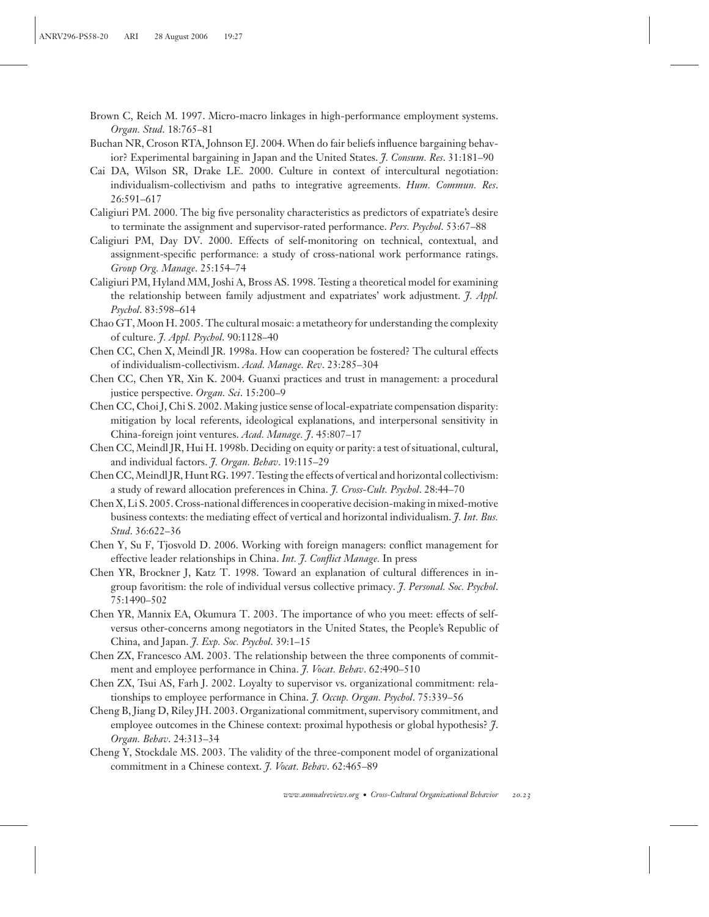Brown C, Reich M. 1997. Micro-macro linkages in high-performance employment systems. *Organ. Stud*. 18:765–81

Buchan NR, Croson RTA, Johnson EJ. 2004. When do fair beliefs influence bargaining behavior? Experimental bargaining in Japan and the United States. *J. Consum. Res*. 31:181–90

Cai DA, Wilson SR, Drake LE. 2000. Culture in context of intercultural negotiation: individualism-collectivism and paths to integrative agreements. *Hum. Commun. Res*. 26:591–617

Caligiuri PM. 2000. The big five personality characteristics as predictors of expatriate's desire to terminate the assignment and supervisor-rated performance. *Pers. Psychol*. 53:67–88

Caligiuri PM, Day DV. 2000. Effects of self-monitoring on technical, contextual, and assignment-specific performance: a study of cross-national work performance ratings. *Group Org. Manage*. 25:154–74

Caligiuri PM, Hyland MM, Joshi A, Bross AS. 1998. Testing a theoretical model for examining the relationship between family adjustment and expatriates' work adjustment. *J. Appl. Psychol*. 83:598–614

Chao GT, Moon H. 2005. The cultural mosaic: a metatheory for understanding the complexity of culture. *J. Appl. Psychol*. 90:1128–40

Chen CC, Chen X, Meindl JR. 1998a. How can cooperation be fostered? The cultural effects of individualism-collectivism. *Acad. Manage. Rev*. 23:285–304

Chen CC, Chen YR, Xin K. 2004. Guanxi practices and trust in management: a procedural justice perspective. *Organ. Sci*. 15:200–9

Chen CC, Choi J, Chi S. 2002. Making justice sense of local-expatriate compensation disparity: mitigation by local referents, ideological explanations, and interpersonal sensitivity in China-foreign joint ventures. *Acad. Manage. J*. 45:807–17

Chen CC, Meindl JR, Hui H. 1998b. Deciding on equity or parity: a test of situational, cultural, and individual factors. *J. Organ. Behav*. 19:115–29

Chen CC, Meindl JR, Hunt RG. 1997. Testing the effects of vertical and horizontal collectivism: a study of reward allocation preferences in China. *J. Cross-Cult. Psychol*. 28:44–70

Chen X, Li S. 2005. Cross-national differences in cooperative decision-making in mixed-motive business contexts: the mediating effect of vertical and horizontal individualism. *J. Int. Bus. Stud*. 36:622–36

Chen Y, Su F, Tjosvold D. 2006. Working with foreign managers: conflict management for effective leader relationships in China. *Int. J. Conflict Manage*. In press

Chen YR, Brockner J, Katz T. 1998. Toward an explanation of cultural differences in in-group favoritism: the role of individual versus collective primacy. *J. Personal. Soc. Psychol*. 75:1490–502

Chen YR, Mannix EA, Okumura T. 2003. The importance of who you meet: effects of self-versus other-concerns among negotiators in the United States, the People's Republic of China, and Japan. *J. Exp. Soc. Psychol*. 39:1–15

Chen ZX, Francesco AM. 2003. The relationship between the three components of commitment and employee performance in China. *J. Vocat. Behav*. 62:490–510

Chen ZX, Tsui AS, Farh J. 2002. Loyalty to supervisor vs. organizational commitment: relationships to employee performance in China. *J. Occup. Organ. Psychol*. 75:339–56

Cheng B, Jiang D, Riley JH. 2003. Organizational commitment, supervisory commitment, and employee outcomes in the Chinese context: proximal hypothesis or global hypothesis? *J. Organ. Behav*. 24:313–34

Cheng Y, Stockdale MS. 2003. The validity of the three-component model of organizational commitment in a Chinese context. *J. Vocat. Behav*. 62:465–89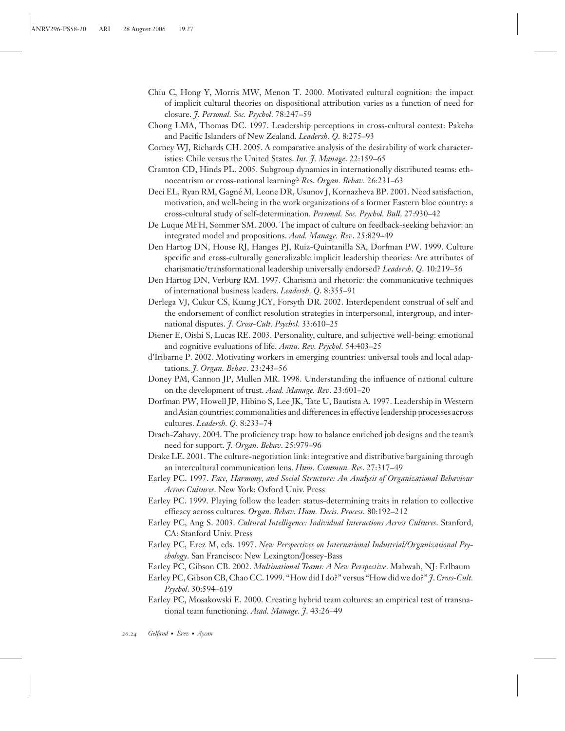Chiu C, Hong Y, Morris MW, Menon T. 2000. Motivated cultural cognition: the impact of implicit cultural theories on dispositional attribution varies as a function of need for closure. *J. Personal. Soc. Psychol*. 78:247–59

Chong LMA, Thomas DC. 1997. Leadership perceptions in cross-cultural context: Pakeha and Pacific Islanders of New Zealand. *Leadersh. Q*. 8:275–93

Corney WJ, Richards CH. 2005. A comparative analysis of the desirability of work characteristics: Chile versus the United States. *Int. J. Manage*. 22:159–65

Cramton CD, Hinds PL. 2005. Subgroup dynamics in internationally distributed teams: ethnocentrism or cross-national learning? *Res. Organ. Behav*. 26:231–63

Deci EL, Ryan RM, Gagné M, Leone DR, Usunov J, Kornazheva BP. 2001. Need satisfaction, motivation, and well-being in the work organizations of a former Eastern bloc country: a cross-cultural study of self-determination. *Personal. Soc. Psychol. Bull*. 27:930–42

De Luque MFH, Sommer SM. 2000. The impact of culture on feedback-seeking behavior: an integrated model and propositions. *Acad. Manage. Rev*. 25:829–49

Den Hartog DN, House RJ, Hanges PJ, Ruiz-Quintanilla SA, Dorfman PW. 1999. Culture specific and cross-culturally generalizable implicit leadership theories: Are attributes of charismatic/transformational leadership universally endorsed? *Leadersh. Q*. 10:219–56

Den Hartog DN, Verburg RM. 1997. Charisma and rhetoric: the communicative techniques of international business leaders. *Leadersh. Q*. 8:355–91

Derlega VJ, Cukur CS, Kuang JCY, Forsyth DR. 2002. Interdependent construal of self and the endorsement of conflict resolution strategies in interpersonal, intergroup, and international disputes. *J. Cross-Cult. Psychol*. 33:610–25

Diener E, Oishi S, Lucas RE. 2003. Personality, culture, and subjective well-being: emotional and cognitive evaluations of life. *Annu. Rev. Psychol*. 54:403–25

d'Iribarne P. 2002. Motivating workers in emerging countries: universal tools and local adaptations. *J. Organ. Behav*. 23:243–56

Doney PM, Cannon JP, Mullen MR. 1998. Understanding the influence of national culture on the development of trust. *Acad. Manage. Rev*. 23:601–20

Dorfman PW, Howell JP, Hibino S, Lee JK, Tate U, Bautista A. 1997. Leadership in Western and Asian countries: commonalities and differences in effective leadership processes across cultures. *Leadersh. Q*. 8:233–74

Drach-Zahavy. 2004. The proficiency trap: how to balance enriched job designs and the team's need for support. *J. Organ. Behav*. 25:979–96

Drake LE. 2001. The culture-negotiation link: integrative and distributive bargaining through an intercultural communication lens. *Hum. Commun. Res*. 27:317–49

Earley PC. 1997. *Face, Harmony, and Social Structure: An Analysis of Organizational Behaviour Across Cultures*. New York: Oxford Univ. Press

Earley PC. 1999. Playing follow the leader: status-determining traits in relation to collective efficacy across cultures. *Organ. Behav. Hum. Decis. Process*. 80:192–212

Earley PC, Ang S. 2003. *Cultural Intelligence: Individual Interactions Across Cultures*. Stanford, CA: Stanford Univ. Press

Earley PC, Erez M, eds. 1997. *New Perspectives on International Industrial/Organizational Psychology*. San Francisco: New Lexington/Jossey-Bass

Earley PC, Gibson CB. 2002. *Multinational Teams: A New Perspective*. Mahwah, NJ: Erlbaum

Earley PC, Gibson CB, Chao CC. 1999. "How did I do?" versus "How did we do?" *J. Cross-Cult. Psychol*. 30:594–619

Earley PC, Mosakowski E. 2000. Creating hybrid team cultures: an empirical test of transnational team functioning. *Acad. Manage. J*. 43:26–49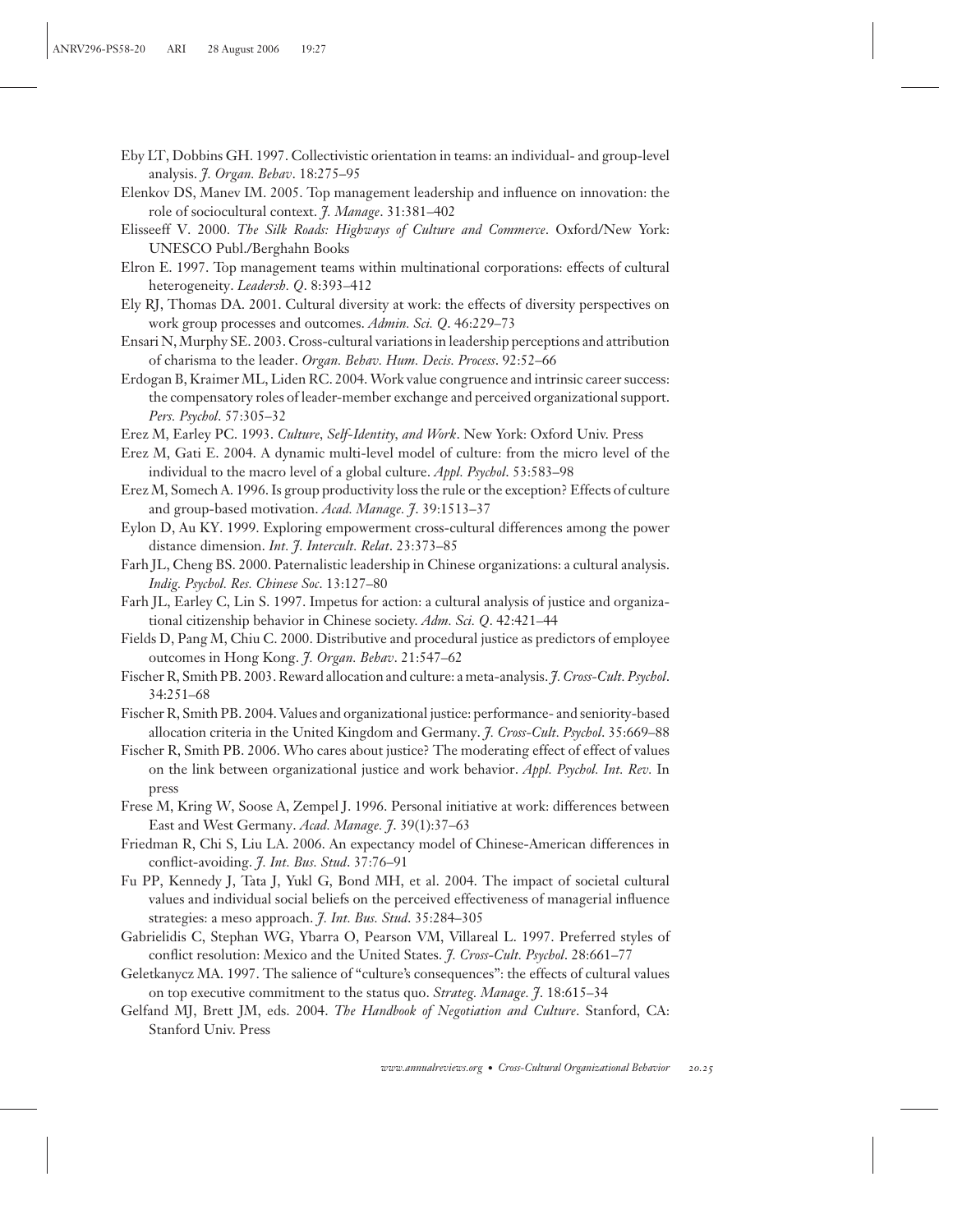Eby LT, Dobbins GH. 1997. Collectivistic orientation in teams: an individual- and group-level analysis. *J. Organ. Behav*. 18:275–95

Elenkov DS, Manev IM. 2005. Top management leadership and influence on innovation: the role of sociocultural context. *J. Manage*. 31:381–402

Elisseeff V. 2000. *The Silk Roads: Highways of Culture and Commerce*. Oxford/New York: UNESCO Publ./Berghahn Books

Elron E. 1997. Top management teams within multinational corporations: effects of cultural heterogeneity. *Leadersh. Q*. 8:393–412

Ely RJ, Thomas DA. 2001. Cultural diversity at work: the effects of diversity perspectives on work group processes and outcomes. *Admin. Sci. Q*. 46:229–73

Ensari N, Murphy SE. 2003. Cross-cultural variations in leadership perceptions and attribution of charisma to the leader. *Organ. Behav. Hum. Decis. Process*. 92:52–66

Erdogan B, Kraimer ML, Liden RC. 2004. Work value congruence and intrinsic career success: the compensatory roles of leader-member exchange and perceived organizational support. *Pers. Psychol*. 57:305–32

Erez M, Earley PC. 1993. *Culture, Self-Identity, and Work*. New York: Oxford Univ. Press

Erez M, Gati E. 2004. A dynamic multi-level model of culture: from the micro level of the individual to the macro level of a global culture. *Appl. Psychol*. 53:583–98

Erez M, Somech A. 1996. Is group productivity loss the rule or the exception? Effects of culture and group-based motivation. *Acad. Manage. J*. 39:1513–37

Eylon D, Au KY. 1999. Exploring empowerment cross-cultural differences among the power distance dimension. *Int. J. Intercult. Relat*. 23:373–85

Farh JL, Cheng BS. 2000. Paternalistic leadership in Chinese organizations: a cultural analysis. *Indig. Psychol. Res. Chinese Soc*. 13:127–80

Farh JL, Earley C, Lin S. 1997. Impetus for action: a cultural analysis of justice and organizational citizenship behavior in Chinese society. *Adm. Sci. Q*. 42:421–44

Fields D, Pang M, Chiu C. 2000. Distributive and procedural justice as predictors of employee outcomes in Hong Kong. *J. Organ. Behav*. 21:547–62

Fischer R, Smith PB. 2003. Reward allocation and culture: a meta-analysis. *J. Cross-Cult. Psychol*. 34:251–68

Fischer R, Smith PB. 2004. Values and organizational justice: performance- and seniority-based allocation criteria in the United Kingdom and Germany. *J. Cross-Cult. Psychol*. 35:669–88

Fischer R, Smith PB. 2006. Who cares about justice? The moderating effect of effect of values on the link between organizational justice and work behavior. *Appl. Psychol. Int. Rev.* In press

Frese M, Kring W, Soose A, Zempel J. 1996. Personal initiative at work: differences between East and West Germany. *Acad. Manage. J*. 39(1):37–63

Friedman R, Chi S, Liu LA. 2006. An expectancy model of Chinese-American differences in conflict-avoiding. *J. Int. Bus. Stud*. 37:76–91

Fu PP, Kennedy J, Tata J, Yukl G, Bond MH, et al. 2004. The impact of societal cultural values and individual social beliefs on the perceived effectiveness of managerial influence strategies: a meso approach. *J. Int. Bus. Stud*. 35:284–305

Gabrielidis C, Stephan WG, Ybarra O, Pearson VM, Villareal L. 1997. Preferred styles of conflict resolution: Mexico and the United States. *J. Cross-Cult. Psychol*. 28:661–77

Geletkanycz MA. 1997. The salience of "culture's consequences": the effects of cultural values on top executive commitment to the status quo. *Strateg. Manage. J*. 18:615–34

Gelfand MJ, Brett JM, eds. 2004. *The Handbook of Negotiation and Culture*. Stanford, CA: Stanford Univ. Press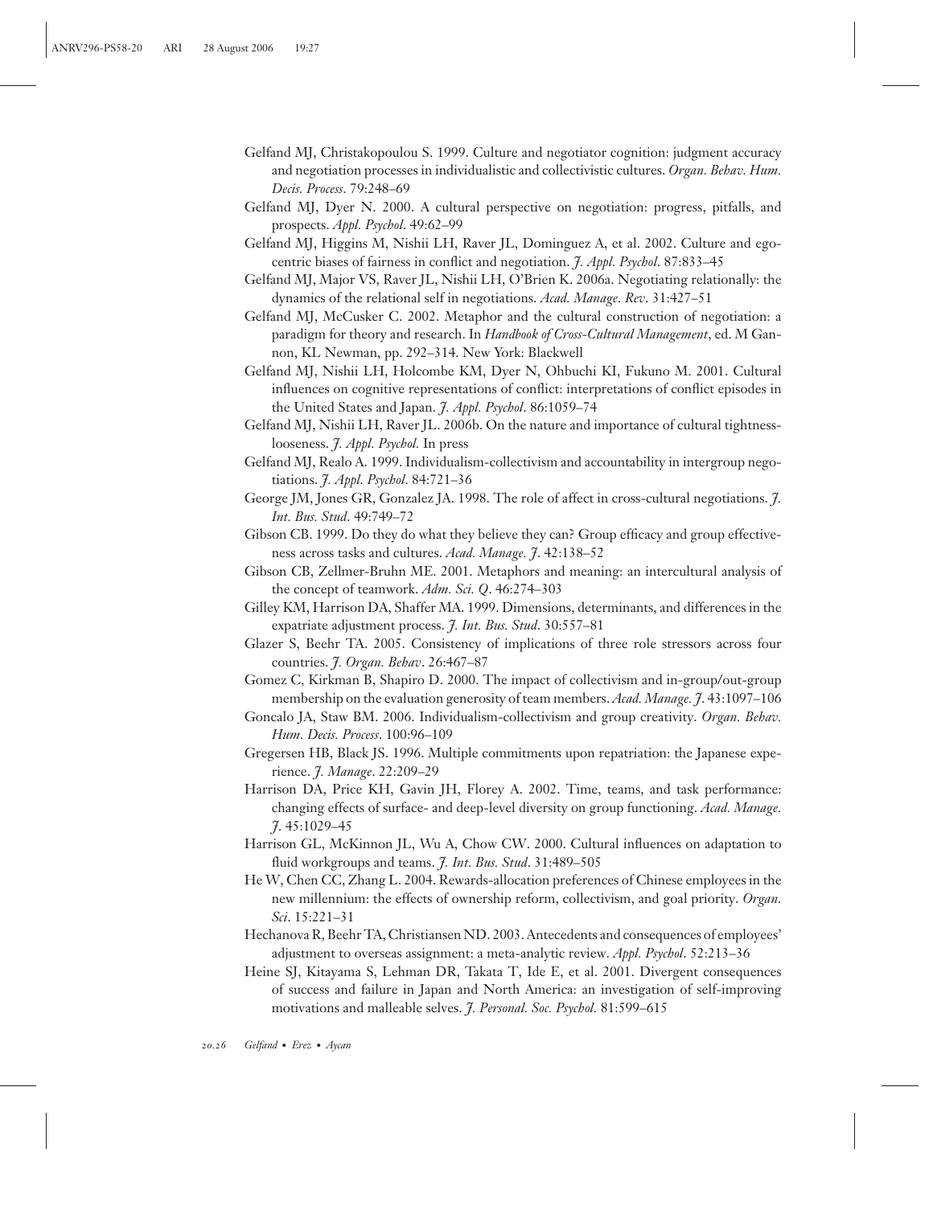Gelfand MJ, Christakopoulou S. 1999. Culture and negotiator cognition: judgment accuracy and negotiation processes in individualistic and collectivistic cultures. *Organ. Behav. Hum. Decis. Process*. 79:248–69

Gelfand MJ, Dyer N. 2000. A cultural perspective on negotiation: progress, pitfalls, and prospects. *Appl. Psychol*. 49:62–99

Gelfand MJ, Higgins M, Nishii LH, Raver JL, Dominguez A, et al. 2002. Culture and egocentric biases of fairness in conflict and negotiation. *J. Appl. Psychol*. 87:833–45

Gelfand MJ, Major VS, Raver JL, Nishii LH, O'Brien K. 2006a. Negotiating relationally: the dynamics of the relational self in negotiations. *Acad. Manage. Rev*. 31:427–51

Gelfand MJ, McCusker C. 2002. Metaphor and the cultural construction of negotiation: a paradigm for theory and research. In *Handbook of Cross-Cultural Management*, ed. M Gannon, KL Newman, pp. 292–314. New York: Blackwell

Gelfand MJ, Nishii LH, Holcombe KM, Dyer N, Ohbuchi KI, Fukuno M. 2001. Cultural influences on cognitive representations of conflict: interpretations of conflict episodes in the United States and Japan. *J. Appl. Psychol*. 86:1059–74

Gelfand MJ, Nishii LH, Raver JL. 2006b. On the nature and importance of cultural tightness-looseness. *J. Appl. Psychol.* In press

Gelfand MJ, Realo A. 1999. Individualism-collectivism and accountability in intergroup negotiations. *J. Appl. Psychol*. 84:721–36

George JM, Jones GR, Gonzalez JA. 1998. The role of affect in cross-cultural negotiations. *J. Int. Bus. Stud*. 49:749–72

Gibson CB. 1999. Do they do what they believe they can? Group efficacy and group effectiveness across tasks and cultures. *Acad. Manage. J*. 42:138–52

Gibson CB, Zellmer-Bruhn ME. 2001. Metaphors and meaning: an intercultural analysis of the concept of teamwork. *Adm. Sci. Q*. 46:274–303

Gilley KM, Harrison DA, Shaffer MA. 1999. Dimensions, determinants, and differences in the expatriate adjustment process. *J. Int. Bus. Stud*. 30:557–81

Glazer S, Beehr TA. 2005. Consistency of implications of three role stressors across four countries. *J. Organ. Behav*. 26:467–87

Gomez C, Kirkman B, Shapiro D. 2000. The impact of collectivism and in-group/out-group membership on the evaluation generosity of team members. *Acad. Manage. J*. 43:1097–106

Goncalo JA, Staw BM. 2006. Individualism-collectivism and group creativity. *Organ. Behav. Hum. Decis. Process*. 100:96–109

Gregersen HB, Black JS. 1996. Multiple commitments upon repatriation: the Japanese experience. *J. Manage*. 22:209–29

Harrison DA, Price KH, Gavin JH, Florey A. 2002. Time, teams, and task performance: changing effects of surface- and deep-level diversity on group functioning. *Acad. Manage. J*. 45:1029–45

Harrison GL, McKinnon JL, Wu A, Chow CW. 2000. Cultural influences on adaptation to fluid workgroups and teams. *J. Int. Bus. Stud*. 31:489–505

He W, Chen CC, Zhang L. 2004. Rewards-allocation preferences of Chinese employees in the new millennium: the effects of ownership reform, collectivism, and goal priority. *Organ. Sci*. 15:221–31

Hechanova R, Beehr TA, Christiansen ND. 2003. Antecedents and consequences of employees' adjustment to overseas assignment: a meta-analytic review. *Appl. Psychol*. 52:213–36

Heine SJ, Kitayama S, Lehman DR, Takata T, Ide E, et al. 2001. Divergent consequences of success and failure in Japan and North America: an investigation of self-improving motivations and malleable selves. *J. Personal. Soc. Psychol.* 81:599–615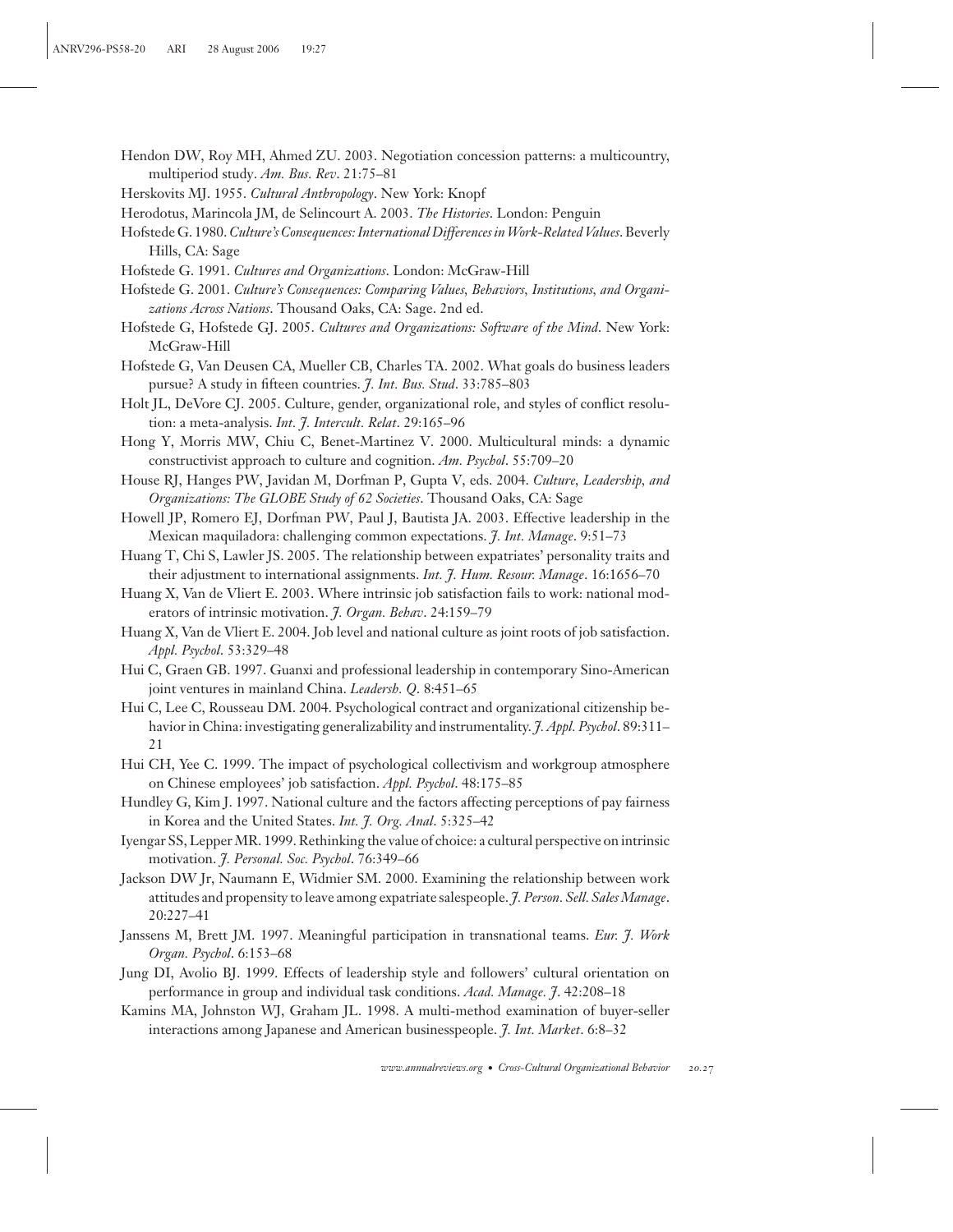Hendon DW, Roy MH, Ahmed ZU. 2003. Negotiation concession patterns: a multicountry, multiperiod study. *Am. Bus. Rev*. 21:75–81

Herskovits MJ. 1955. *Cultural Anthropology*. New York: Knopf

Herodotus, Marincola JM, de Selincourt A. 2003. *The Histories*. London: Penguin

Hofstede G. 1980. *Culture's Consequences: International Differences in Work-Related Values*. Beverly Hills, CA: Sage

Hofstede G. 1991. *Cultures and Organizations*. London: McGraw-Hill

Hofstede G. 2001. *Culture's Consequences: Comparing Values, Behaviors, Institutions, and Organizations Across Nations*. Thousand Oaks, CA: Sage. 2nd ed.

Hofstede G, Hofstede GJ. 2005. *Cultures and Organizations: Software of the Mind*. New York: McGraw-Hill

Hofstede G, Van Deusen CA, Mueller CB, Charles TA. 2002. What goals do business leaders pursue? A study in fifteen countries. *J. Int. Bus. Stud*. 33:785–803

Holt JL, DeVore CJ. 2005. Culture, gender, organizational role, and styles of conflict resolution: a meta-analysis. *Int. J. Intercult. Relat*. 29:165–96

Hong Y, Morris MW, Chiu C, Benet-Martinez V. 2000. Multicultural minds: a dynamic constructivist approach to culture and cognition. *Am. Psychol*. 55:709–20

House RJ, Hanges PW, Javidan M, Dorfman P, Gupta V, eds. 2004. *Culture, Leadership, and Organizations: The GLOBE Study of 62 Societies*. Thousand Oaks, CA: Sage

Howell JP, Romero EJ, Dorfman PW, Paul J, Bautista JA. 2003. Effective leadership in the Mexican maquiladora: challenging common expectations. *J. Int. Manage*. 9:51–73

Huang T, Chi S, Lawler JS. 2005. The relationship between expatriates' personality traits and their adjustment to international assignments. *Int. J. Hum. Resour. Manage*. 16:1656–70

Huang X, Van de Vliert E. 2003. Where intrinsic job satisfaction fails to work: national moderators of intrinsic motivation. *J. Organ. Behav*. 24:159–79

Huang X, Van de Vliert E. 2004. Job level and national culture as joint roots of job satisfaction. *Appl. Psychol*. 53:329–48

Hui C, Graen GB. 1997. Guanxi and professional leadership in contemporary Sino-American joint ventures in mainland China. *Leadersh. Q*. 8:451–65

Hui C, Lee C, Rousseau DM. 2004. Psychological contract and organizational citizenship behavior in China: investigating generalizability and instrumentality. *J. Appl. Psychol*. 89:311–21

Hui CH, Yee C. 1999. The impact of psychological collectivism and workgroup atmosphere on Chinese employees' job satisfaction. *Appl. Psychol*. 48:175–85

Hundley G, Kim J. 1997. National culture and the factors affecting perceptions of pay fairness in Korea and the United States. *Int. J. Org. Anal*. 5:325–42

Iyengar SS, Lepper MR. 1999. Rethinking the value of choice: a cultural perspective on intrinsic motivation. *J. Personal. Soc. Psychol*. 76:349–66

Jackson DW Jr, Naumann E, Widmier SM. 2000. Examining the relationship between work attitudes and propensity to leave among expatriate salespeople. *J. Person. Sell. Sales Manage*. 20:227–41

Janssens M, Brett JM. 1997. Meaningful participation in transnational teams. *Eur. J. Work Organ. Psychol*. 6:153–68

Jung DI, Avolio BJ. 1999. Effects of leadership style and followers' cultural orientation on performance in group and individual task conditions. *Acad. Manage. J*. 42:208–18

Kamins MA, Johnston WJ, Graham JL. 1998. A multi-method examination of buyer-seller interactions among Japanese and American businesspeople. *J. Int. Market*. 6:8–32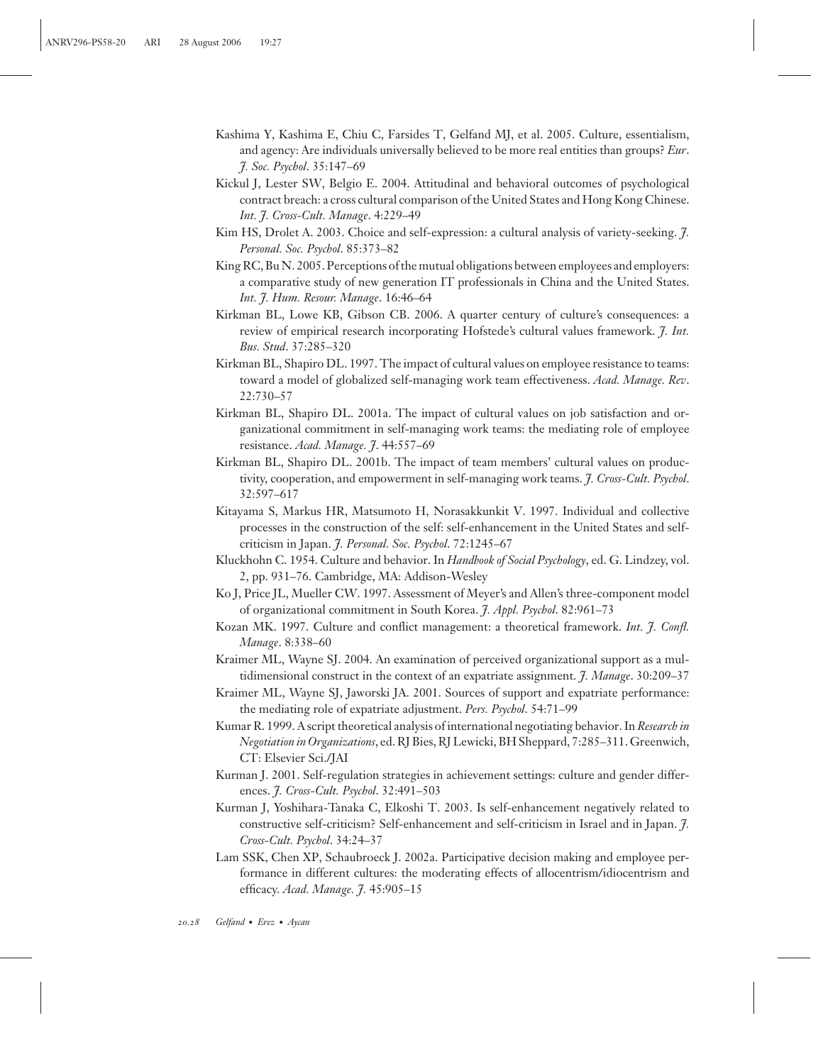Kashima Y, Kashima E, Chiu C, Farsides T, Gelfand MJ, et al. 2005. Culture, essentialism, and agency: Are individuals universally believed to be more real entities than groups? *Eur. J. Soc. Psychol.* 35:147–69

Kickul J, Lester SW, Belgio E. 2004. Attitudinal and behavioral outcomes of psychological contract breach: a cross cultural comparison of the United States and Hong Kong Chinese. *Int. J. Cross-Cult. Manage.* 4:229–49

Kim HS, Drolet A. 2003. Choice and self-expression: a cultural analysis of variety-seeking. *J. Personal. Soc. Psychol.* 85:373–82

King RC, Bu N. 2005. Perceptions of the mutual obligations between employees and employers: a comparative study of new generation IT professionals in China and the United States. *Int. J. Hum. Resour. Manage.* 16:46–64

Kirkman BL, Lowe KB, Gibson CB. 2006. A quarter century of culture's consequences: a review of empirical research incorporating Hofstede's cultural values framework. *J. Int. Bus. Stud.* 37:285–320

Kirkman BL, Shapiro DL. 1997. The impact of cultural values on employee resistance to teams: toward a model of globalized self-managing work team effectiveness. *Acad. Manage. Rev.* 22:730–57

Kirkman BL, Shapiro DL. 2001a. The impact of cultural values on job satisfaction and organizational commitment in self-managing work teams: the mediating role of employee resistance. *Acad. Manage. J.* 44:557–69

Kirkman BL, Shapiro DL. 2001b. The impact of team members' cultural values on productivity, cooperation, and empowerment in self-managing work teams. *J. Cross-Cult. Psychol.* 32:597–617

Kitayama S, Markus HR, Matsumoto H, Norasakkunkit V. 1997. Individual and collective processes in the construction of the self: self-enhancement in the United States and self-criticism in Japan. *J. Personal. Soc. Psychol.* 72:1245–67

Kluckhohn C. 1954. Culture and behavior. In *Handbook of Social Psychology*, ed. G. Lindzey, vol. 2, pp. 931–76. Cambridge, MA: Addison-Wesley

Ko J, Price JL, Mueller CW. 1997. Assessment of Meyer's and Allen's three-component model of organizational commitment in South Korea. *J. Appl. Psychol.* 82:961–73

Kozan MK. 1997. Culture and conflict management: a theoretical framework. *Int. J. Confl. Manage.* 8:338–60

Kraimer ML, Wayne SJ. 2004. An examination of perceived organizational support as a multidimensional construct in the context of an expatriate assignment. *J. Manage.* 30:209–37

Kraimer ML, Wayne SJ, Jaworski JA. 2001. Sources of support and expatriate performance: the mediating role of expatriate adjustment. *Pers. Psychol.* 54:71–99

Kumar R. 1999. A script theoretical analysis of international negotiating behavior. In *Research in Negotiation in Organizations*, ed. RJ Bies, RJ Lewicki, BH Sheppard, 7:285–311. Greenwich, CT: Elsevier Sci./JAI

Kurman J. 2001. Self-regulation strategies in achievement settings: culture and gender differences. *J. Cross-Cult. Psychol.* 32:491–503

Kurman J, Yoshihara-Tanaka C, Elkoshi T. 2003. Is self-enhancement negatively related to constructive self-criticism? Self-enhancement and self-criticism in Israel and in Japan. *J. Cross-Cult. Psychol.* 34:24–37

Lam SSK, Chen XP, Schaubroeck J. 2002a. Participative decision making and employee performance in different cultures: the moderating effects of allocentrism/idiocentrism and efficacy. *Acad. Manage. J.* 45:905–15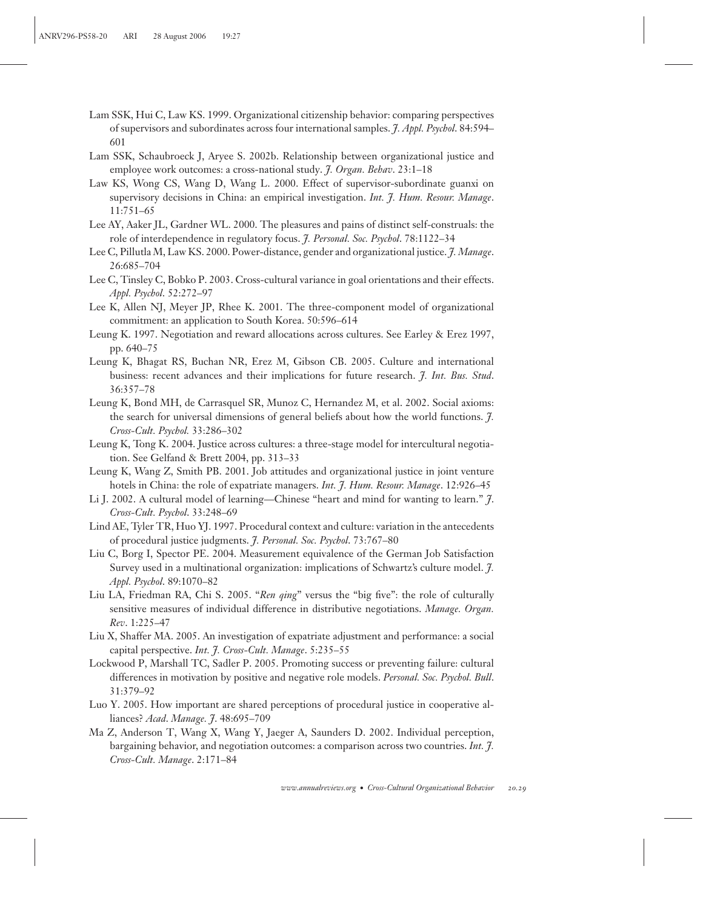Lam SSK, Hui C, Law KS. 1999. Organizational citizenship behavior: comparing perspectives of supervisors and subordinates across four international samples. *J. Appl. Psychol*. 84:594–601

Lam SSK, Schaubroeck J, Aryee S. 2002b. Relationship between organizational justice and employee work outcomes: a cross-national study. *J. Organ. Behav*. 23:1–18

Law KS, Wong CS, Wang D, Wang L. 2000. Effect of supervisor-subordinate guanxi on supervisory decisions in China: an empirical investigation. *Int. J. Hum. Resour. Manage*. 11:751–65

Lee AY, Aaker JL, Gardner WL. 2000. The pleasures and pains of distinct self-construals: the role of interdependence in regulatory focus. *J. Personal. Soc. Psychol*. 78:1122–34

Lee C, Pillutla M, Law KS. 2000. Power-distance, gender and organizational justice. *J. Manage*. 26:685–704

Lee C, Tinsley C, Bobko P. 2003. Cross-cultural variance in goal orientations and their effects. *Appl. Psychol*. 52:272–97

Lee K, Allen NJ, Meyer JP, Rhee K. 2001. The three-component model of organizational commitment: an application to South Korea. 50:596–614

Leung K. 1997. Negotiation and reward allocations across cultures. See Earley & Erez 1997, pp. 640–75

Leung K, Bhagat RS, Buchan NR, Erez M, Gibson CB. 2005. Culture and international business: recent advances and their implications for future research. *J. Int. Bus. Stud*. 36:357–78

Leung K, Bond MH, de Carrasquel SR, Munoz C, Hernandez M, et al. 2002. Social axioms: the search for universal dimensions of general beliefs about how the world functions. *J. Cross-Cult. Psychol.* 33:286–302

Leung K, Tong K. 2004. Justice across cultures: a three-stage model for intercultural negotiation. See Gelfand & Brett 2004, pp. 313–33

Leung K, Wang Z, Smith PB. 2001. Job attitudes and organizational justice in joint venture hotels in China: the role of expatriate managers. *Int. J. Hum. Resour. Manage*. 12:926–45

Li J. 2002. A cultural model of learning—Chinese "heart and mind for wanting to learn." *J. Cross-Cult. Psychol.* 33:248–69

Lind AE, Tyler TR, Huo YJ. 1997. Procedural context and culture: variation in the antecedents of procedural justice judgments. *J. Personal. Soc. Psychol*. 73:767–80

Liu C, Borg I, Spector PE. 2004. Measurement equivalence of the German Job Satisfaction Survey used in a multinational organization: implications of Schwartz's culture model. *J. Appl. Psychol*. 89:1070–82

Liu LA, Friedman RA, Chi S. 2005. "*Ren qing*" versus the "big five": the role of culturally sensitive measures of individual difference in distributive negotiations. *Manage. Organ. Rev*. 1:225–47

Liu X, Shaffer MA. 2005. An investigation of expatriate adjustment and performance: a social capital perspective. *Int. J. Cross-Cult. Manage*. 5:235–55

Lockwood P, Marshall TC, Sadler P. 2005. Promoting success or preventing failure: cultural differences in motivation by positive and negative role models. *Personal. Soc. Psychol. Bull*. 31:379–92

Luo Y. 2005. How important are shared perceptions of procedural justice in cooperative alliances? *Acad. Manage. J.* 48:695–709

Ma Z, Anderson T, Wang X, Wang Y, Jaeger A, Saunders D. 2002. Individual perception, bargaining behavior, and negotiation outcomes: a comparison across two countries. *Int. J. Cross-Cult. Manage*. 2:171–84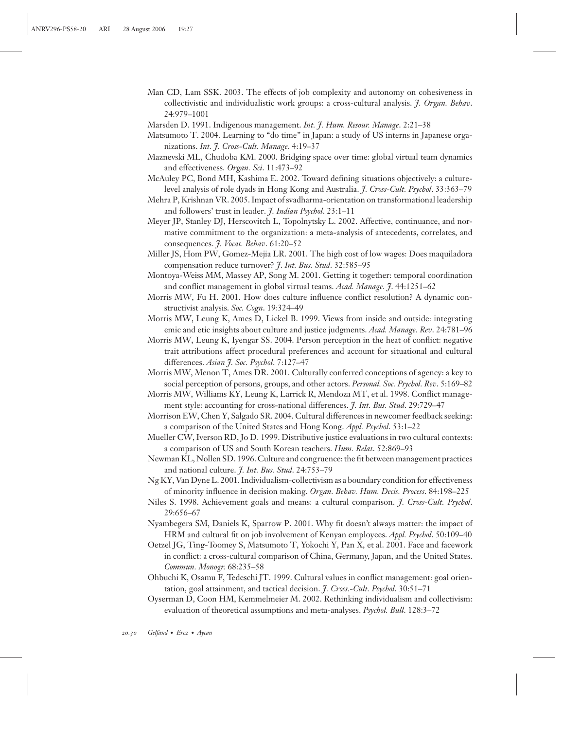Man CD, Lam SSK. 2003. The effects of job complexity and autonomy on cohesiveness in collectivistic and individualistic work groups: a cross-cultural analysis. *J. Organ. Behav*. 24:979–1001

Marsden D. 1991. Indigenous management. *Int. J. Hum. Resour. Manage*. 2:21–38

Matsumoto T. 2004. Learning to "do time" in Japan: a study of US interns in Japanese organizations. *Int. J. Cross-Cult. Manage*. 4:19–37

Maznevski ML, Chudoba KM. 2000. Bridging space over time: global virtual team dynamics and effectiveness. *Organ. Sci*. 11:473–92

McAuley PC, Bond MH, Kashima E. 2002. Toward defining situations objectively: a culture-level analysis of role dyads in Hong Kong and Australia. *J. Cross-Cult. Psychol*. 33:363–79

Mehra P, Krishnan VR. 2005. Impact of svadharma-orientation on transformational leadership and followers' trust in leader. *J. Indian Psychol*. 23:1–11

Meyer JP, Stanley DJ, Herscovitch L, Topolnytsky L. 2002. Affective, continuance, and normative commitment to the organization: a meta-analysis of antecedents, correlates, and consequences. *J. Vocat. Behav*. 61:20–52

Miller JS, Hom PW, Gomez-Mejia LR. 2001. The high cost of low wages: Does maquiladora compensation reduce turnover? *J. Int. Bus. Stud*. 32:585–95

Montoya-Weiss MM, Massey AP, Song M. 2001. Getting it together: temporal coordination and conflict management in global virtual teams. *Acad. Manage. J*. 44:1251–62

Morris MW, Fu H. 2001. How does culture influence conflict resolution? A dynamic constructivist analysis. *Soc. Cogn*. 19:324–49

Morris MW, Leung K, Ames D, Lickel B. 1999. Views from inside and outside: integrating emic and etic insights about culture and justice judgments. *Acad. Manage. Rev*. 24:781–96

Morris MW, Leung K, Iyengar SS. 2004. Person perception in the heat of conflict: negative trait attributions affect procedural preferences and account for situational and cultural differences. *Asian J. Soc. Psychol*. 7:127–47

Morris MW, Menon T, Ames DR. 2001. Culturally conferred conceptions of agency: a key to social perception of persons, groups, and other actors. *Personal. Soc. Psychol. Rev*. 5:169–82

Morris MW, Williams KY, Leung K, Larrick R, Mendoza MT, et al. 1998. Conflict management style: accounting for cross-national differences. *J. Int. Bus. Stud*. 29:729–47

Morrison EW, Chen Y, Salgado SR. 2004. Cultural differences in newcomer feedback seeking: a comparison of the United States and Hong Kong. *Appl. Psychol*. 53:1–22

Mueller CW, Iverson RD, Jo D. 1999. Distributive justice evaluations in two cultural contexts: a comparison of US and South Korean teachers. *Hum. Relat*. 52:869–93

Newman KL, Nollen SD. 1996. Culture and congruence: the fit between management practices and national culture. *J. Int. Bus. Stud*. 24:753–79

Ng KY, Van Dyne L. 2001. Individualism-collectivism as a boundary condition for effectiveness of minority influence in decision making. *Organ. Behav. Hum. Decis. Process*. 84:198–225

Niles S. 1998. Achievement goals and means: a cultural comparison. *J. Cross-Cult. Psychol*. 29:656–67

Nyambegera SM, Daniels K, Sparrow P. 2001. Why fit doesn't always matter: the impact of HRM and cultural fit on job involvement of Kenyan employees. *Appl. Psychol*. 50:109–40

Oetzel JG, Ting-Toomey S, Matsumoto T, Yokochi Y, Pan X, et al. 2001. Face and facework in conflict: a cross-cultural comparison of China, Germany, Japan, and the United States. *Commun. Monogr*. 68:235–58

Ohbuchi K, Osamu F, Tedeschi JT. 1999. Cultural values in conflict management: goal orientation, goal attainment, and tactical decision. *J. Cross.-Cult. Psychol*. 30:51–71

Oyserman D, Coon HM, Kemmelmeier M. 2002. Rethinking individualism and collectivism: evaluation of theoretical assumptions and meta-analyses. *Psychol. Bull*. 128:3–72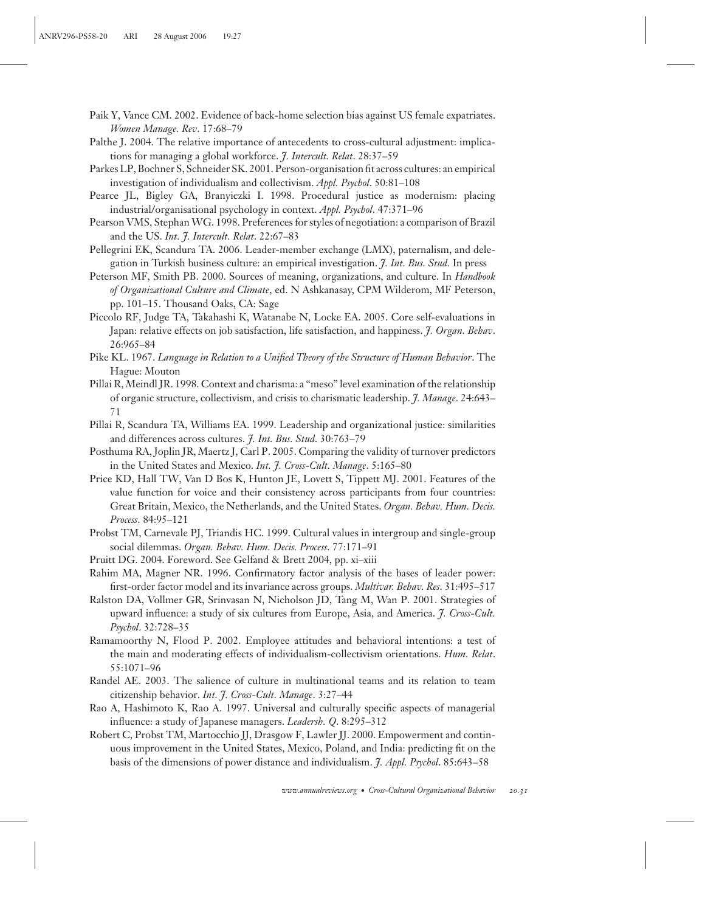Paik Y, Vance CM. 2002. Evidence of back-home selection bias against US female expatriates. *Women Manage. Rev*. 17:68–79

Palthe J. 2004. The relative importance of antecedents to cross-cultural adjustment: implications for managing a global workforce. *J. Intercult. Relat*. 28:37–59

Parkes LP, Bochner S, Schneider SK. 2001. Person-organisation fit across cultures: an empirical investigation of individualism and collectivism. *Appl. Psychol*. 50:81–108

Pearce JL, Bigley GA, Branyiczki I. 1998. Procedural justice as modernism: placing industrial/organisational psychology in context. *Appl. Psychol*. 47:371–96

Pearson VMS, Stephan WG. 1998. Preferences for styles of negotiation: a comparison of Brazil and the US. *Int. J. Intercult. Relat*. 22:67–83

Pellegrini EK, Scandura TA. 2006. Leader-member exchange (LMX), paternalism, and delegation in Turkish business culture: an empirical investigation. *J. Int. Bus. Stud.* In press

Peterson MF, Smith PB. 2000. Sources of meaning, organizations, and culture. In *Handbook of Organizational Culture and Climate*, ed. N Ashkanasay, CPM Wilderom, MF Peterson, pp. 101–15. Thousand Oaks, CA: Sage

Piccolo RF, Judge TA, Takahashi K, Watanabe N, Locke EA. 2005. Core self-evaluations in Japan: relative effects on job satisfaction, life satisfaction, and happiness. *J. Organ. Behav*. 26:965–84

Pike KL. 1967. *Language in Relation to a Unified Theory of the Structure of Human Behavior*. The Hague: Mouton

Pillai R, Meindl JR. 1998. Context and charisma: a "meso" level examination of the relationship of organic structure, collectivism, and crisis to charismatic leadership. *J. Manage*. 24:643–71

Pillai R, Scandura TA, Williams EA. 1999. Leadership and organizational justice: similarities and differences across cultures. *J. Int. Bus. Stud*. 30:763–79

Posthuma RA, Joplin JR, Maertz J, Carl P. 2005. Comparing the validity of turnover predictors in the United States and Mexico. *Int. J. Cross-Cult. Manage*. 5:165–80

Price KD, Hall TW, Van D Bos K, Hunton JE, Lovett S, Tippett MJ. 2001. Features of the value function for voice and their consistency across participants from four countries: Great Britain, Mexico, the Netherlands, and the United States. *Organ. Behav. Hum. Decis. Process*. 84:95–121

Probst TM, Carnevale PJ, Triandis HC. 1999. Cultural values in intergroup and single-group social dilemmas. *Organ. Behav. Hum. Decis. Process*. 77:171–91

Pruitt DG. 2004. Foreword. See Gelfand & Brett 2004, pp. xi–xiii

Rahim MA, Magner NR. 1996. Confirmatory factor analysis of the bases of leader power: first-order factor model and its invariance across groups. *Multivar. Behav. Res*. 31:495–517

Ralston DA, Vollmer GR, Srinvasan N, Nicholson JD, Tang M, Wan P. 2001. Strategies of upward influence: a study of six cultures from Europe, Asia, and America. *J. Cross-Cult. Psychol*. 32:728–35

Ramamoorthy N, Flood P. 2002. Employee attitudes and behavioral intentions: a test of the main and moderating effects of individualism-collectivism orientations. *Hum. Relat*. 55:1071–96

Randel AE. 2003. The salience of culture in multinational teams and its relation to team citizenship behavior. *Int. J. Cross-Cult. Manage*. 3:27–44

Rao A, Hashimoto K, Rao A. 1997. Universal and culturally specific aspects of managerial influence: a study of Japanese managers. *Leadersh. Q*. 8:295–312

Robert C, Probst TM, Martocchio JJ, Drasgow F, Lawler JJ. 2000. Empowerment and continuous improvement in the United States, Mexico, Poland, and India: predicting fit on the basis of the dimensions of power distance and individualism. *J. Appl. Psychol*. 85:643–58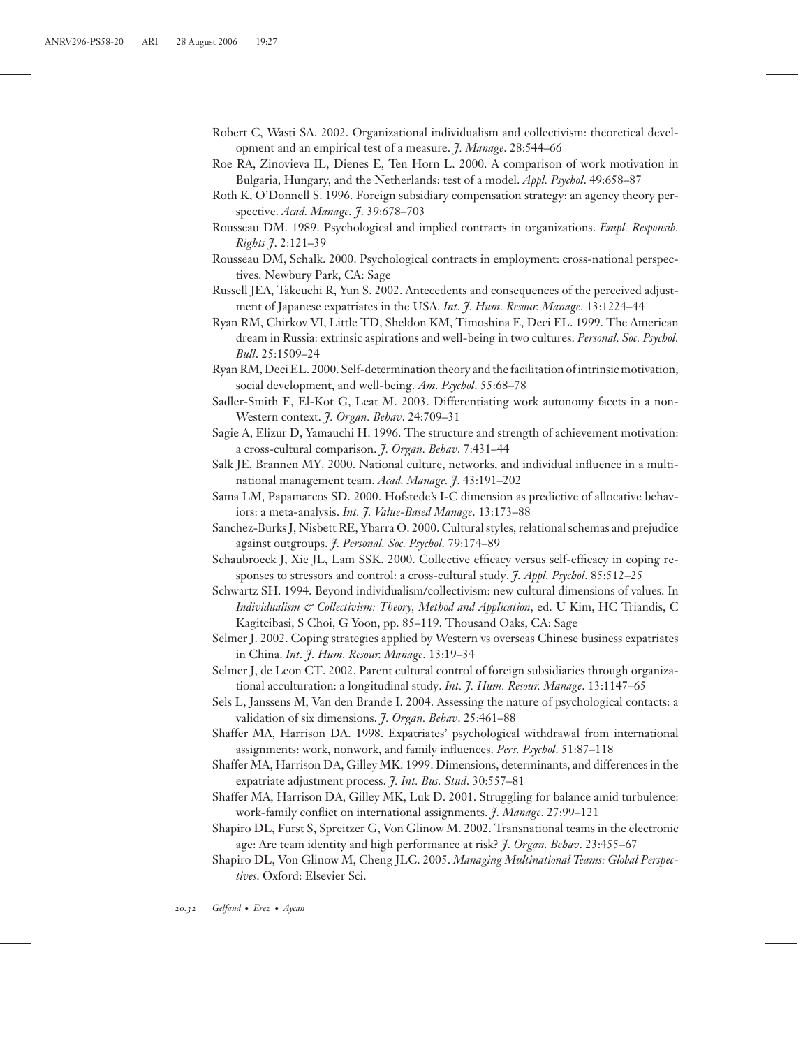Robert C, Wasti SA. 2002. Organizational individualism and collectivism: theoretical development and an empirical test of a measure. *J. Manage*. 28:544–66

Roe RA, Zinovieva IL, Dienes E, Ten Horn L. 2000. A comparison of work motivation in Bulgaria, Hungary, and the Netherlands: test of a model. *Appl. Psychol*. 49:658–87

Roth K, O'Donnell S. 1996. Foreign subsidiary compensation strategy: an agency theory perspective. *Acad. Manage. J*. 39:678–703

Rousseau DM. 1989. Psychological and implied contracts in organizations. *Empl. Responsib. Rights J*. 2:121–39

Rousseau DM, Schalk. 2000. Psychological contracts in employment: cross-national perspectives. Newbury Park, CA: Sage

Russell JEA, Takeuchi R, Yun S. 2002. Antecedents and consequences of the perceived adjustment of Japanese expatriates in the USA. *Int. J. Hum. Resour. Manage*. 13:1224–44

Ryan RM, Chirkov VI, Little TD, Sheldon KM, Timoshina E, Deci EL. 1999. The American dream in Russia: extrinsic aspirations and well-being in two cultures. *Personal. Soc. Psychol. Bull*. 25:1509–24

Ryan RM, Deci EL. 2000. Self-determination theory and the facilitation of intrinsic motivation, social development, and well-being. *Am. Psychol*. 55:68–78

Sadler-Smith E, El-Kot G, Leat M. 2003. Differentiating work autonomy facets in a non-Western context. *J. Organ. Behav*. 24:709–31

Sagie A, Elizur D, Yamauchi H. 1996. The structure and strength of achievement motivation: a cross-cultural comparison. *J. Organ. Behav*. 7:431–44

Salk JE, Brannen MY. 2000. National culture, networks, and individual influence in a multinational management team. *Acad. Manage. J*. 43:191–202

Sama LM, Papamarcos SD. 2000. Hofstede's I-C dimension as predictive of allocative behaviors: a meta-analysis. *Int. J. Value-Based Manage*. 13:173–88

Sanchez-Burks J, Nisbett RE, Ybarra O. 2000. Cultural styles, relational schemas and prejudice against outgroups. *J. Personal. Soc. Psychol*. 79:174–89

Schaubroeck J, Xie JL, Lam SSK. 2000. Collective efficacy versus self-efficacy in coping responses to stressors and control: a cross-cultural study. *J. Appl. Psychol*. 85:512–25

Schwartz SH. 1994. Beyond individualism/collectivism: new cultural dimensions of values. In *Individualism & Collectivism: Theory, Method and Application*, ed. U Kim, HC Triandis, C Kagitcibasi, S Choi, G Yoon, pp. 85–119. Thousand Oaks, CA: Sage

Selmer J. 2002. Coping strategies applied by Western vs overseas Chinese business expatriates in China. *Int. J. Hum. Resour. Manage*. 13:19–34

Selmer J, de Leon CT. 2002. Parent cultural control of foreign subsidiaries through organizational acculturation: a longitudinal study. *Int. J. Hum. Resour. Manage*. 13:1147–65

Sels L, Janssens M, Van den Brande I. 2004. Assessing the nature of psychological contacts: a validation of six dimensions. *J. Organ. Behav*. 25:461–88

Shaffer MA, Harrison DA. 1998. Expatriates' psychological withdrawal from international assignments: work, nonwork, and family influences. *Pers. Psychol*. 51:87–118

Shaffer MA, Harrison DA, Gilley MK. 1999. Dimensions, determinants, and differences in the expatriate adjustment process. *J. Int. Bus. Stud*. 30:557–81

Shaffer MA, Harrison DA, Gilley MK, Luk D. 2001. Struggling for balance amid turbulence: work-family conflict on international assignments. *J. Manage*. 27:99–121

Shapiro DL, Furst S, Spreitzer G, Von Glinow M. 2002. Transnational teams in the electronic age: Are team identity and high performance at risk? *J. Organ. Behav*. 23:455–67

Shapiro DL, Von Glinow M, Cheng JLC. 2005. *Managing Multinational Teams: Global Perspectives*. Oxford: Elsevier Sci.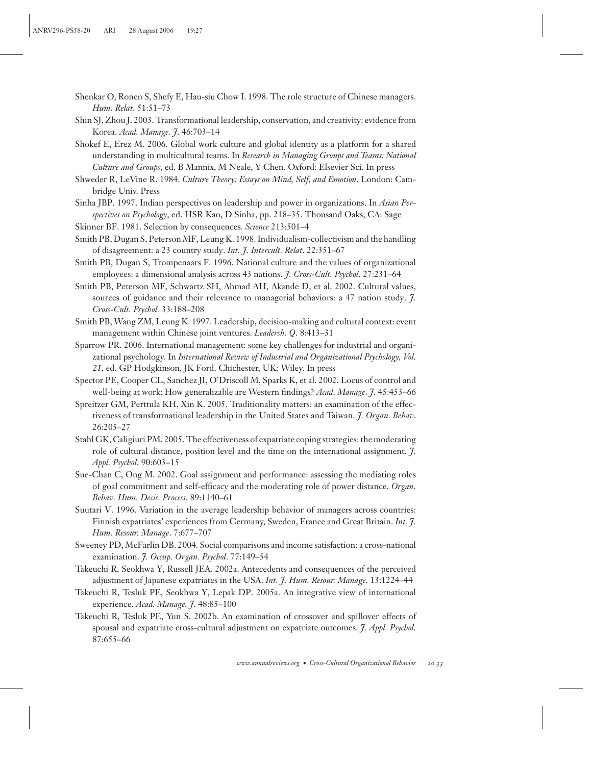Shenkar O, Ronen S, Shefy E, Hau-siu Chow I. 1998. The role structure of Chinese managers. *Hum. Relat*. 51:51–73

Shin SJ, Zhou J. 2003. Transformational leadership, conservation, and creativity: evidence from Korea. *Acad. Manage. J.* 46:703–14

Shokef E, Erez M. 2006. Global work culture and global identity as a platform for a shared understanding in multicultural teams. In *Research in Managing Groups and Teams: National Culture and Groups*, ed. B Mannix, M Neale, Y Chen. Oxford: Elsevier Sci. In press

Shweder R, LeVine R. 1984. *Culture Theory: Essays on Mind, Self, and Emotion*. London: Cambridge Univ. Press

Sinha JBP. 1997. Indian perspectives on leadership and power in organizations. In *Asian Perspectives on Psychology*, ed. HSR Kao, D Sinha, pp. 218–35. Thousand Oaks, CA: Sage

Skinner BF. 1981. Selection by consequences. *Science* 213:501–4

Smith PB, Dugan S, Peterson MF, Leung K. 1998. Individualism-collectivism and the handling of disagreement: a 23 country study. *Int. J. Intercult. Relat*. 22:351–67

Smith PB, Dugan S, Trompenaars F. 1996. National culture and the values of organizational employees: a dimensional analysis across 43 nations. *J. Cross-Cult. Psychol*. 27:231–64

Smith PB, Peterson MF, Schwartz SH, Ahmad AH, Akande D, et al. 2002. Cultural values, sources of guidance and their relevance to managerial behaviors: a 47 nation study. *J. Cross-Cult. Psychol.* 33:188–208

Smith PB, Wang ZM, Leung K. 1997. Leadership, decision-making and cultural context: event management within Chinese joint ventures. *Leadersh. Q*. 8:413–31

Sparrow PR. 2006. International management: some key challenges for industrial and organizational psychology. In *International Review of Industrial and Organizational Psychology, Vol. 21*, ed. GP Hodgkinson, JK Ford. Chichester, UK: Wiley. In press

Spector PE, Cooper CL, Sanchez JI, O'Driscoll M, Sparks K, et al. 2002. Locus of control and well-being at work: How generalizable are Western findings? *Acad. Manage. J.* 45:453–66

Spreitzer GM, Perttula KH, Xin K. 2005. Traditionality matters: an examination of the effectiveness of transformational leadership in the United States and Taiwan. *J. Organ. Behav*. 26:205–27

Stahl GK, Caligiuri PM. 2005. The effectiveness of expatriate coping strategies: the moderating role of cultural distance, position level and the time on the international assignment. *J. Appl. Psychol*. 90:603–15

Sue-Chan C, Ong M. 2002. Goal assignment and performance: assessing the mediating roles of goal commitment and self-efficacy and the moderating role of power distance. *Organ. Behav. Hum. Decis. Process*. 89:1140–61

Suutari V. 1996. Variation in the average leadership behavior of managers across countries: Finnish expatriates' experiences from Germany, Sweden, France and Great Britain. *Int. J. Hum. Resour. Manage*. 7:677–707

Sweeney PD, McFarlin DB. 2004. Social comparisons and income satisfaction: a cross-national examination. *J. Occup. Organ. Psychol*. 77:149–54

Takeuchi R, Seokhwa Y, Russell JEA. 2002a. Antecedents and consequences of the perceived adjustment of Japanese expatriates in the USA. *Int. J. Hum. Resour. Manage*. 13:1224–44

Takeuchi R, Tesluk PE, Seokhwa Y, Lepak DP. 2005a. An integrative view of international experience. *Acad. Manage. J.* 48:85–100

Takeuchi R, Tesluk PE, Yun S. 2002b. An examination of crossover and spillover effects of spousal and expatriate cross-cultural adjustment on expatriate outcomes. *J. Appl. Psychol.* 87:655–66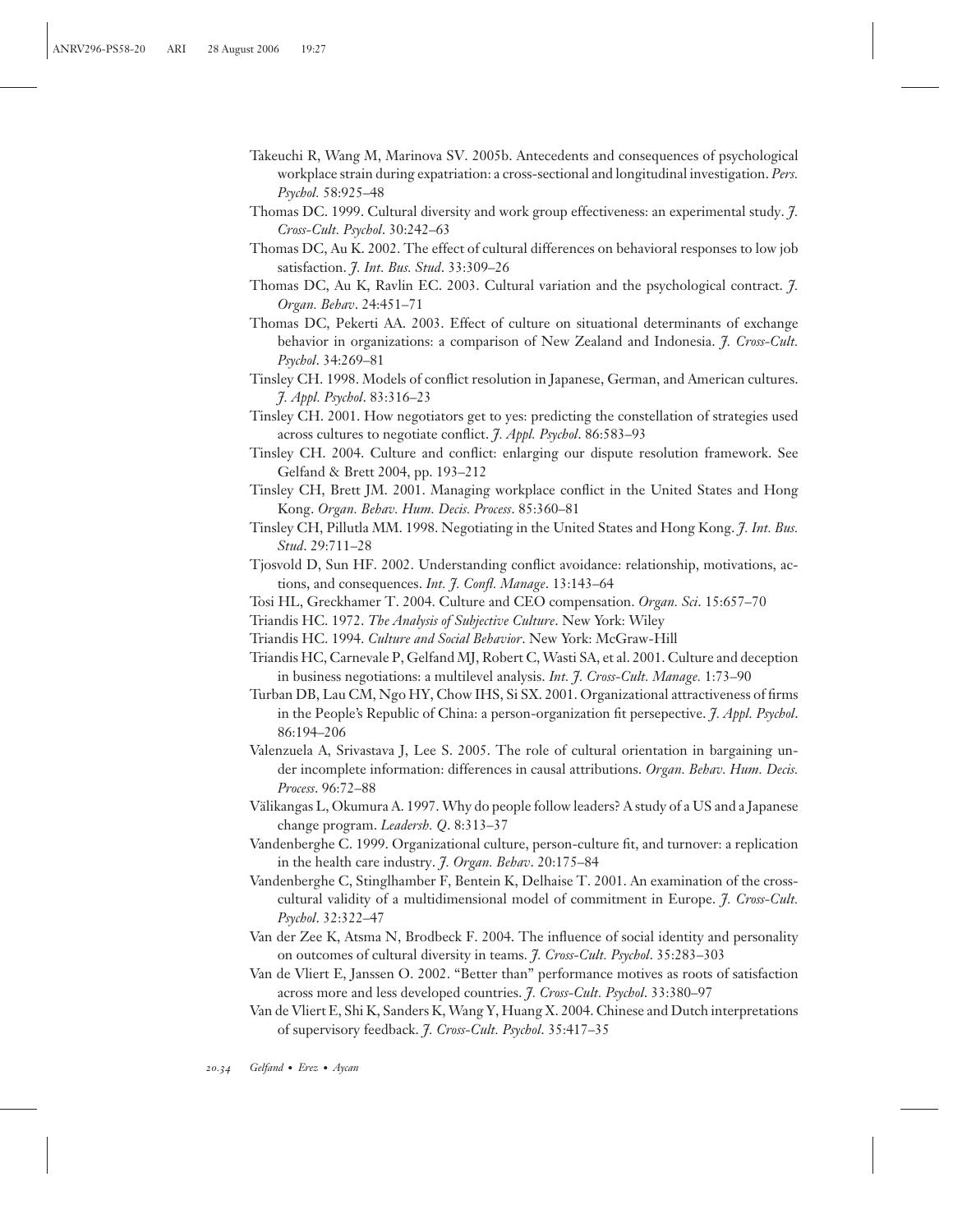Takeuchi R, Wang M, Marinova SV. 2005b. Antecedents and consequences of psychological workplace strain during expatriation: a cross-sectional and longitudinal investigation. *Pers. Psychol.* 58:925–48

Thomas DC. 1999. Cultural diversity and work group effectiveness: an experimental study. *J. Cross-Cult. Psychol*. 30:242–63

Thomas DC, Au K. 2002. The effect of cultural differences on behavioral responses to low job satisfaction. *J. Int. Bus. Stud*. 33:309–26

Thomas DC, Au K, Ravlin EC. 2003. Cultural variation and the psychological contract. *J. Organ. Behav*. 24:451–71

Thomas DC, Pekerti AA. 2003. Effect of culture on situational determinants of exchange behavior in organizations: a comparison of New Zealand and Indonesia. *J. Cross-Cult. Psychol*. 34:269–81

Tinsley CH. 1998. Models of conflict resolution in Japanese, German, and American cultures. *J. Appl. Psychol*. 83:316–23

Tinsley CH. 2001. How negotiators get to yes: predicting the constellation of strategies used across cultures to negotiate conflict. *J. Appl. Psychol*. 86:583–93

Tinsley CH. 2004. Culture and conflict: enlarging our dispute resolution framework. See Gelfand & Brett 2004, pp. 193–212

Tinsley CH, Brett JM. 2001. Managing workplace conflict in the United States and Hong Kong. *Organ. Behav. Hum. Decis. Process*. 85:360–81

Tinsley CH, Pillutla MM. 1998. Negotiating in the United States and Hong Kong. *J. Int. Bus. Stud*. 29:711–28

Tjosvold D, Sun HF. 2002. Understanding conflict avoidance: relationship, motivations, actions, and consequences. *Int. J. Confl. Manage*. 13:143–64

Tosi HL, Greckhamer T. 2004. Culture and CEO compensation. *Organ. Sci*. 15:657–70

Triandis HC. 1972. *The Analysis of Subjective Culture*. New York: Wiley

Triandis HC. 1994. *Culture and Social Behavior*. New York: McGraw-Hill

Triandis HC, Carnevale P, Gelfand MJ, Robert C, Wasti SA, et al. 2001. Culture and deception in business negotiations: a multilevel analysis. *Int. J. Cross-Cult. Manage.* 1:73–90

Turban DB, Lau CM, Ngo HY, Chow IHS, Si SX. 2001. Organizational attractiveness of firms in the People's Republic of China: a person-organization fit persepective. *J. Appl. Psychol*. 86:194–206

Valenzuela A, Srivastava J, Lee S. 2005. The role of cultural orientation in bargaining under incomplete information: differences in causal attributions. *Organ. Behav. Hum. Decis. Process*. 96:72–88

Välikangas L, Okumura A. 1997. Why do people follow leaders? A study of a US and a Japanese change program. *Leadersh. Q*. 8:313–37

Vandenberghe C. 1999. Organizational culture, person-culture fit, and turnover: a replication in the health care industry. *J. Organ. Behav*. 20:175–84

Vandenberghe C, Stinglhamber F, Bentein K, Delhaise T. 2001. An examination of the cross-cultural validity of a multidimensional model of commitment in Europe. *J. Cross-Cult. Psychol*. 32:322–47

Van der Zee K, Atsma N, Brodbeck F. 2004. The influence of social identity and personality on outcomes of cultural diversity in teams. *J. Cross-Cult. Psychol*. 35:283–303

Van de Vliert E, Janssen O. 2002. "Better than" performance motives as roots of satisfaction across more and less developed countries. *J. Cross-Cult. Psychol*. 33:380–97

Van de Vliert E, Shi K, Sanders K, Wang Y, Huang X. 2004. Chinese and Dutch interpretations of supervisory feedback. *J. Cross-Cult. Psychol*. 35:417–35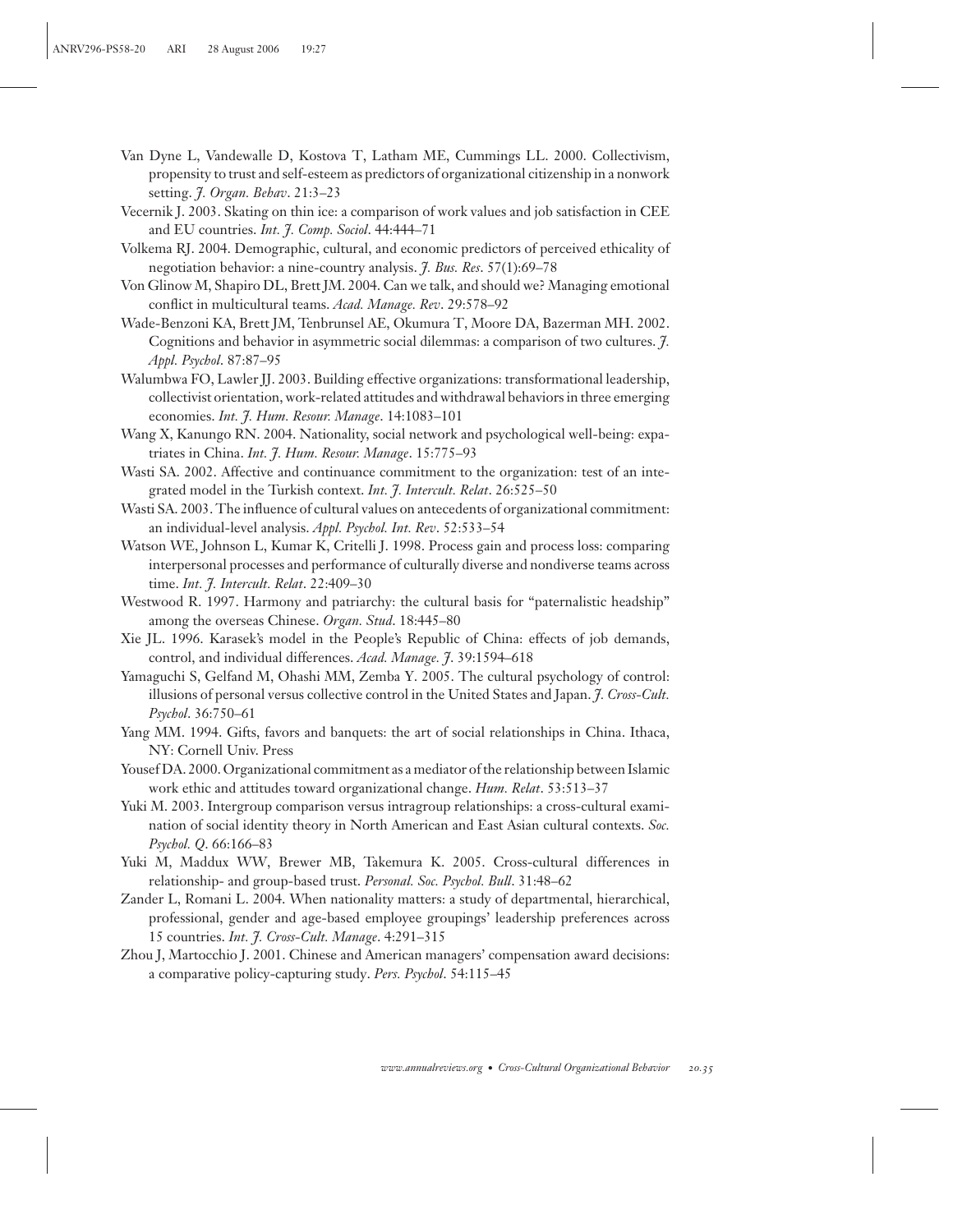Van Dyne L, Vandewalle D, Kostova T, Latham ME, Cummings LL. 2000. Collectivism, propensity to trust and self-esteem as predictors of organizational citizenship in a nonwork setting. *J. Organ. Behav*. 21:3–23

Vecernik J. 2003. Skating on thin ice: a comparison of work values and job satisfaction in CEE and EU countries. *Int. J. Comp. Sociol*. 44:444–71

Volkema RJ. 2004. Demographic, cultural, and economic predictors of perceived ethicality of negotiation behavior: a nine-country analysis. *J. Bus. Res*. 57(1):69–78

Von Glinow M, Shapiro DL, Brett JM. 2004. Can we talk, and should we? Managing emotional conflict in multicultural teams. *Acad. Manage. Rev*. 29:578–92

Wade-Benzoni KA, Brett JM, Tenbrunsel AE, Okumura T, Moore DA, Bazerman MH. 2002. Cognitions and behavior in asymmetric social dilemmas: a comparison of two cultures. *J. Appl. Psychol*. 87:87–95

Walumbwa FO, Lawler JJ. 2003. Building effective organizations: transformational leadership, collectivist orientation, work-related attitudes and withdrawal behaviors in three emerging economies. *Int. J. Hum. Resour. Manage*. 14:1083–101

Wang X, Kanungo RN. 2004. Nationality, social network and psychological well-being: expatriates in China. *Int. J. Hum. Resour. Manage*. 15:775–93

Wasti SA. 2002. Affective and continuance commitment to the organization: test of an integrated model in the Turkish context. *Int. J. Intercult. Relat*. 26:525–50

Wasti SA. 2003. The influence of cultural values on antecedents of organizational commitment: an individual-level analysis. *Appl. Psychol. Int. Rev*. 52:533–54

Watson WE, Johnson L, Kumar K, Critelli J. 1998. Process gain and process loss: comparing interpersonal processes and performance of culturally diverse and nondiverse teams across time. *Int. J. Intercult. Relat*. 22:409–30

Westwood R. 1997. Harmony and patriarchy: the cultural basis for "paternalistic headship" among the overseas Chinese. *Organ. Stud*. 18:445–80

Xie JL. 1996. Karasek's model in the People's Republic of China: effects of job demands, control, and individual differences. *Acad. Manage. J*. 39:1594–618

Yamaguchi S, Gelfand M, Ohashi MM, Zemba Y. 2005. The cultural psychology of control: illusions of personal versus collective control in the United States and Japan. *J. Cross-Cult. Psychol*. 36:750–61

Yang MM. 1994. Gifts, favors and banquets: the art of social relationships in China. Ithaca, NY: Cornell Univ. Press

Yousef DA. 2000. Organizational commitment as a mediator of the relationship between Islamic work ethic and attitudes toward organizational change. *Hum. Relat*. 53:513–37

Yuki M. 2003. Intergroup comparison versus intragroup relationships: a cross-cultural examination of social identity theory in North American and East Asian cultural contexts. *Soc. Psychol. Q*. 66:166–83

Yuki M, Maddux WW, Brewer MB, Takemura K. 2005. Cross-cultural differences in relationship- and group-based trust. *Personal. Soc. Psychol. Bull*. 31:48–62

Zander L, Romani L. 2004. When nationality matters: a study of departmental, hierarchical, professional, gender and age-based employee groupings' leadership preferences across 15 countries. *Int. J. Cross-Cult. Manage*. 4:291–315

Zhou J, Martocchio J. 2001. Chinese and American managers' compensation award decisions: a comparative policy-capturing study. *Pers. Psychol*. 54:115–45